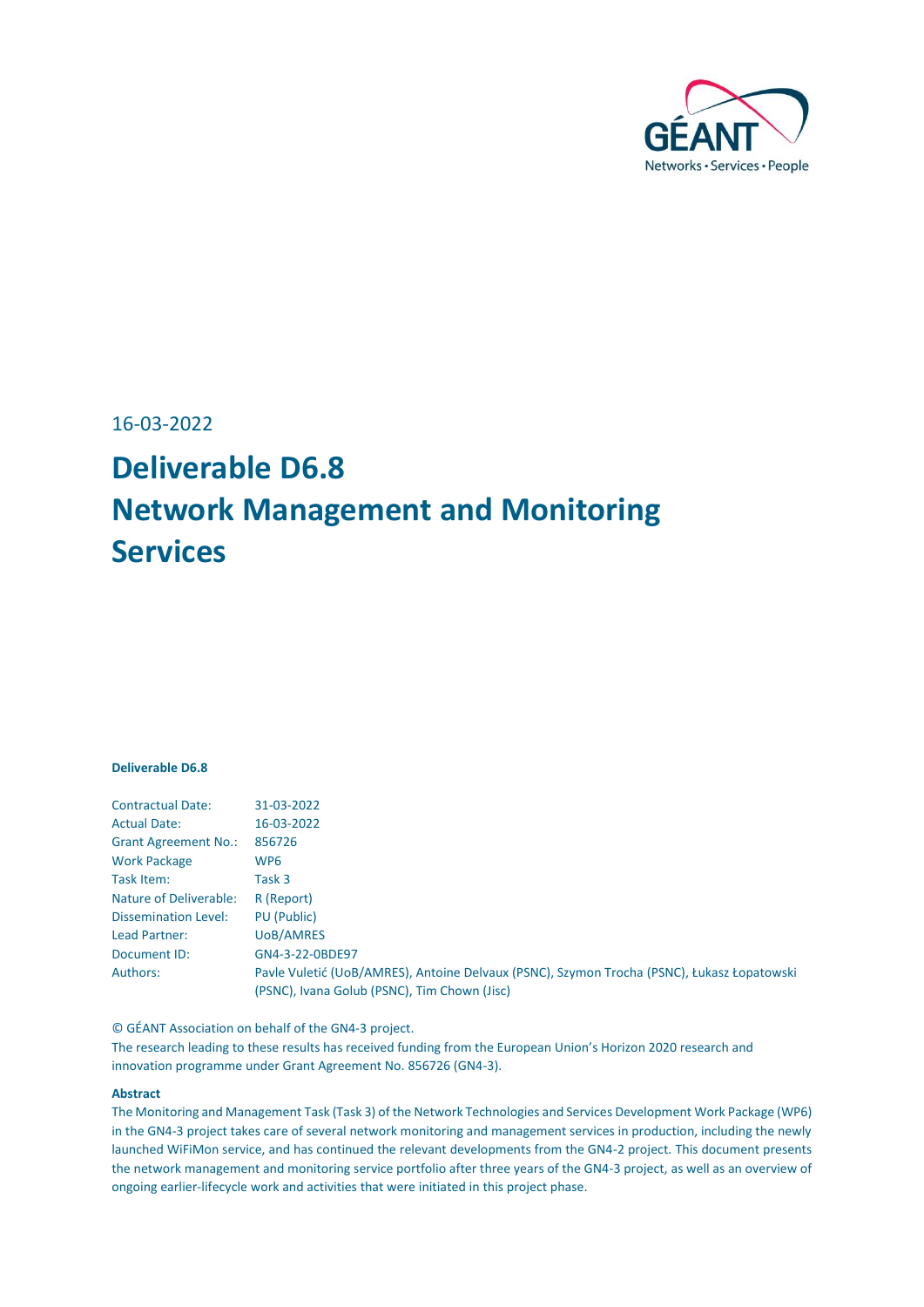16-03-2022

# Deliverable D6.8
# Network Management and Monitoring Services

**Deliverable D6.8**

| | |
|---|---|
| Contractual Date: | 31-03-2022 |
| Actual Date: | 16-03-2022 |
| Grant Agreement No.: | 856726 |
| Work Package | WP6 |
| Task Item: | Task 3 |
| Nature of Deliverable: | R (Report) |
| Dissemination Level: | PU (Public) |
| Lead Partner: | UoB/AMRES |
| Document ID: | GN4-3-22-0BDE97 |
| Authors: | Pavle Vuletić (UoB/AMRES), Antoine Delvaux (PSNC), Szymon Trocha (PSNC), Łukasz Łopatowski (PSNC), Ivana Golub (PSNC), Tim Chown (Jisc) |

© GÉANT Association on behalf of the GN4-3 project.
The research leading to these results has received funding from the European Union's Horizon 2020 research and innovation programme under Grant Agreement No. 856726 (GN4-3).

**Abstract**

The Monitoring and Management Task (Task 3) of the Network Technologies and Services Development Work Package (WP6) in the GN4-3 project takes care of several network monitoring and management services in production, including the newly launched WiFiMon service, and has continued the relevant developments from the GN4-2 project. This document presents the network management and monitoring service portfolio after three years of the GN4-3 project, as well as an overview of ongoing earlier-lifecycle work and activities that were initiated in this project phase.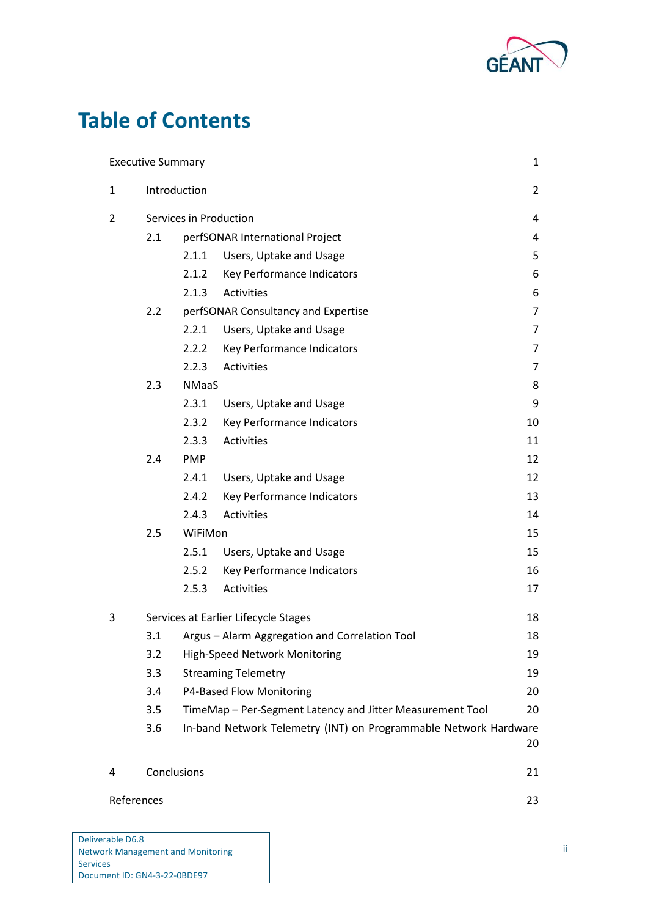# Table of Contents

| | | |
|---|---|---|
| Executive Summary | | 1 |
| 1 | Introduction | 2 |
| 2 | Services in Production | 4 |
| 2.1 | perfSONAR International Project | 4 |
| 2.1.1 | Users, Uptake and Usage | 5 |
| 2.1.2 | Key Performance Indicators | 6 |
| 2.1.3 | Activities | 6 |
| 2.2 | perfSONAR Consultancy and Expertise | 7 |
| 2.2.1 | Users, Uptake and Usage | 7 |
| 2.2.2 | Key Performance Indicators | 7 |
| 2.2.3 | Activities | 7 |
| 2.3 | NMaaS | 8 |
| 2.3.1 | Users, Uptake and Usage | 9 |
| 2.3.2 | Key Performance Indicators | 10 |
| 2.3.3 | Activities | 11 |
| 2.4 | PMP | 12 |
| 2.4.1 | Users, Uptake and Usage | 12 |
| 2.4.2 | Key Performance Indicators | 13 |
| 2.4.3 | Activities | 14 |
| 2.5 | WiFiMon | 15 |
| 2.5.1 | Users, Uptake and Usage | 15 |
| 2.5.2 | Key Performance Indicators | 16 |
| 2.5.3 | Activities | 17 |
| 3 | Services at Earlier Lifecycle Stages | 18 |
| 3.1 | Argus – Alarm Aggregation and Correlation Tool | 18 |
| 3.2 | High-Speed Network Monitoring | 19 |
| 3.3 | Streaming Telemetry | 19 |
| 3.4 | P4-Based Flow Monitoring | 20 |
| 3.5 | TimeMap – Per-Segment Latency and Jitter Measurement Tool | 20 |
| 3.6 | In-band Network Telemetry (INT) on Programmable Network Hardware | 20 |
| 4 | Conclusions | 21 |
| References | | 23 |

Deliverable D6.8
Network Management and Monitoring Services
Document ID: GN4-3-22-0BDE97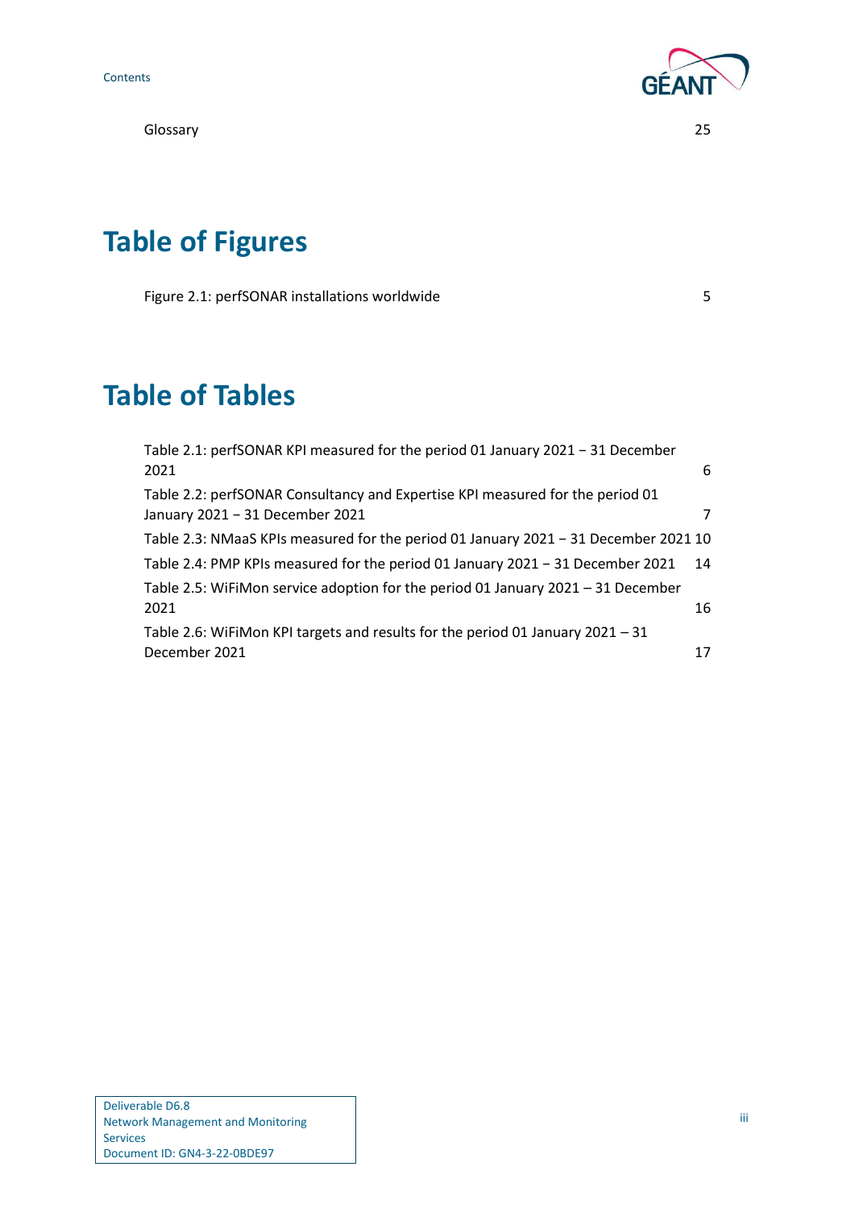Glossary 25

# Table of Figures

Figure 2.1: perfSONAR installations worldwide 5

# Table of Tables

Table 2.1: perfSONAR KPI measured for the period 01 January 2021 – 31 December 2021 6

Table 2.2: perfSONAR Consultancy and Expertise KPI measured for the period 01 January 2021 – 31 December 2021 7

Table 2.3: NMaaS KPIs measured for the period 01 January 2021 – 31 December 2021 10

Table 2.4: PMP KPIs measured for the period 01 January 2021 – 31 December 2021 14

Table 2.5: WiFiMon service adoption for the period 01 January 2021 – 31 December 2021 16

Table 2.6: WiFiMon KPI targets and results for the period 01 January 2021 – 31 December 2021 17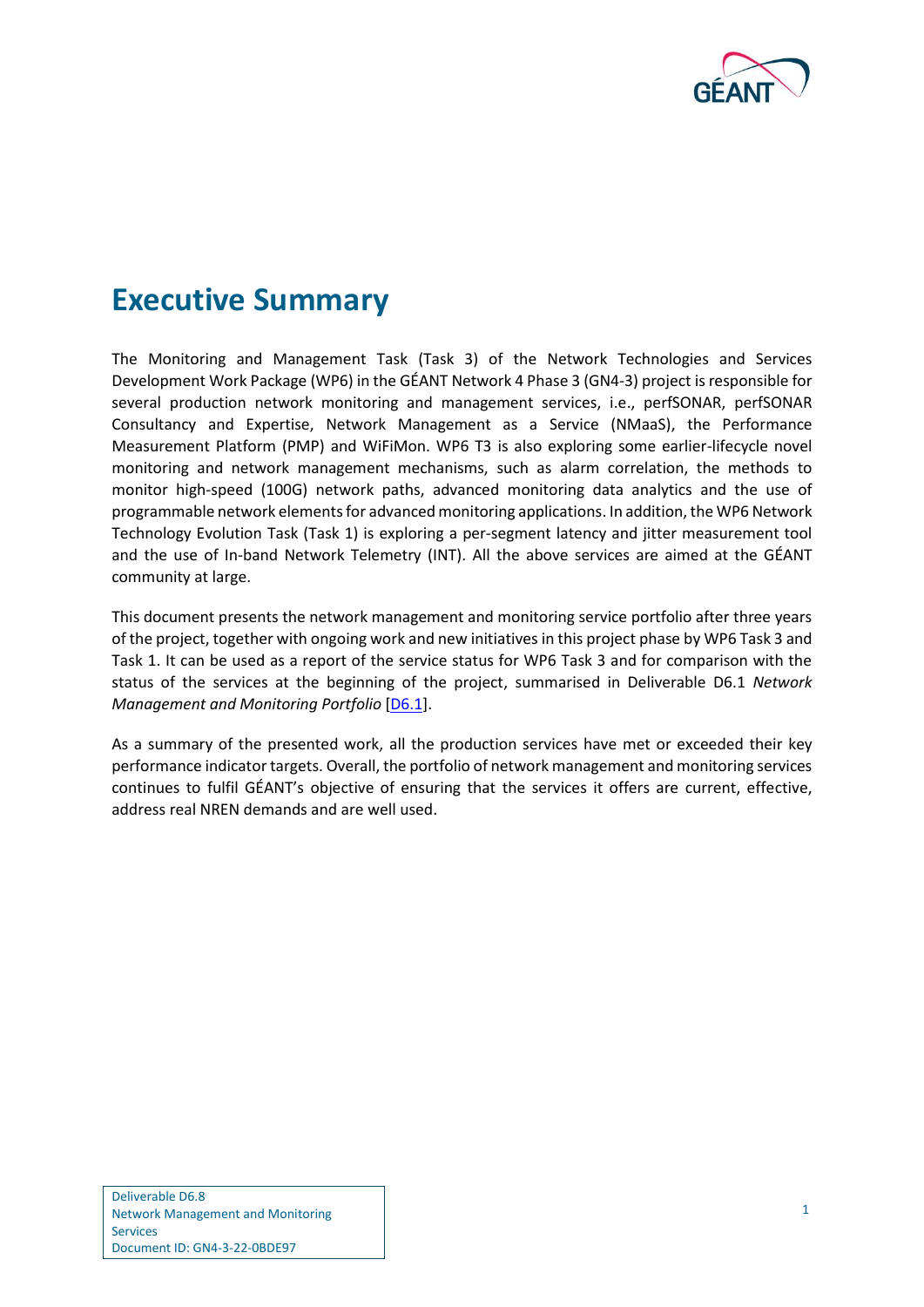# Executive Summary

The Monitoring and Management Task (Task 3) of the Network Technologies and Services Development Work Package (WP6) in the GÉANT Network 4 Phase 3 (GN4-3) project is responsible for several production network monitoring and management services, i.e., perfSONAR, perfSONAR Consultancy and Expertise, Network Management as a Service (NMaaS), the Performance Measurement Platform (PMP) and WiFiMon. WP6 T3 is also exploring some earlier-lifecycle novel monitoring and network management mechanisms, such as alarm correlation, the methods to monitor high-speed (100G) network paths, advanced monitoring data analytics and the use of programmable network elements for advanced monitoring applications. In addition, the WP6 Network Technology Evolution Task (Task 1) is exploring a per-segment latency and jitter measurement tool and the use of In-band Network Telemetry (INT). All the above services are aimed at the GÉANT community at large.

This document presents the network management and monitoring service portfolio after three years of the project, together with ongoing work and new initiatives in this project phase by WP6 Task 3 and Task 1. It can be used as a report of the service status for WP6 Task 3 and for comparison with the status of the services at the beginning of the project, summarised in Deliverable D6.1 *Network Management and Monitoring Portfolio* [D6.1].

As a summary of the presented work, all the production services have met or exceeded their key performance indicator targets. Overall, the portfolio of network management and monitoring services continues to fulfil GÉANT's objective of ensuring that the services it offers are current, effective, address real NREN demands and are well used.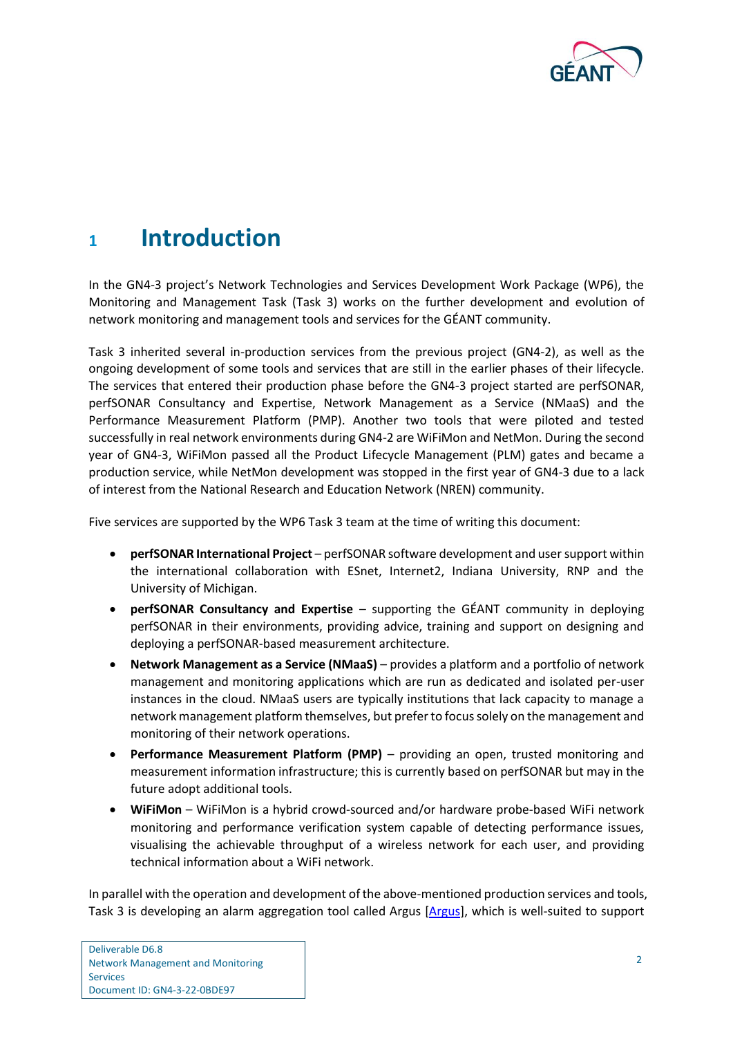# 1 Introduction

In the GN4-3 project's Network Technologies and Services Development Work Package (WP6), the Monitoring and Management Task (Task 3) works on the further development and evolution of network monitoring and management tools and services for the GÉANT community.

Task 3 inherited several in-production services from the previous project (GN4-2), as well as the ongoing development of some tools and services that are still in the earlier phases of their lifecycle. The services that entered their production phase before the GN4-3 project started are perfSONAR, perfSONAR Consultancy and Expertise, Network Management as a Service (NMaaS) and the Performance Measurement Platform (PMP). Another two tools that were piloted and tested successfully in real network environments during GN4-2 are WiFiMon and NetMon. During the second year of GN4-3, WiFiMon passed all the Product Lifecycle Management (PLM) gates and became a production service, while NetMon development was stopped in the first year of GN4-3 due to a lack of interest from the National Research and Education Network (NREN) community.

Five services are supported by the WP6 Task 3 team at the time of writing this document:

- **perfSONAR International Project** – perfSONAR software development and user support within the international collaboration with ESnet, Internet2, Indiana University, RNP and the University of Michigan.
- **perfSONAR Consultancy and Expertise** – supporting the GÉANT community in deploying perfSONAR in their environments, providing advice, training and support on designing and deploying a perfSONAR-based measurement architecture.
- **Network Management as a Service (NMaaS)** – provides a platform and a portfolio of network management and monitoring applications which are run as dedicated and isolated per-user instances in the cloud. NMaaS users are typically institutions that lack capacity to manage a network management platform themselves, but prefer to focus solely on the management and monitoring of their network operations.
- **Performance Measurement Platform (PMP)** – providing an open, trusted monitoring and measurement information infrastructure; this is currently based on perfSONAR but may in the future adopt additional tools.
- **WiFiMon** – WiFiMon is a hybrid crowd-sourced and/or hardware probe-based WiFi network monitoring and performance verification system capable of detecting performance issues, visualising the achievable throughput of a wireless network for each user, and providing technical information about a WiFi network.

In parallel with the operation and development of the above-mentioned production services and tools, Task 3 is developing an alarm aggregation tool called Argus [Argus], which is well-suited to support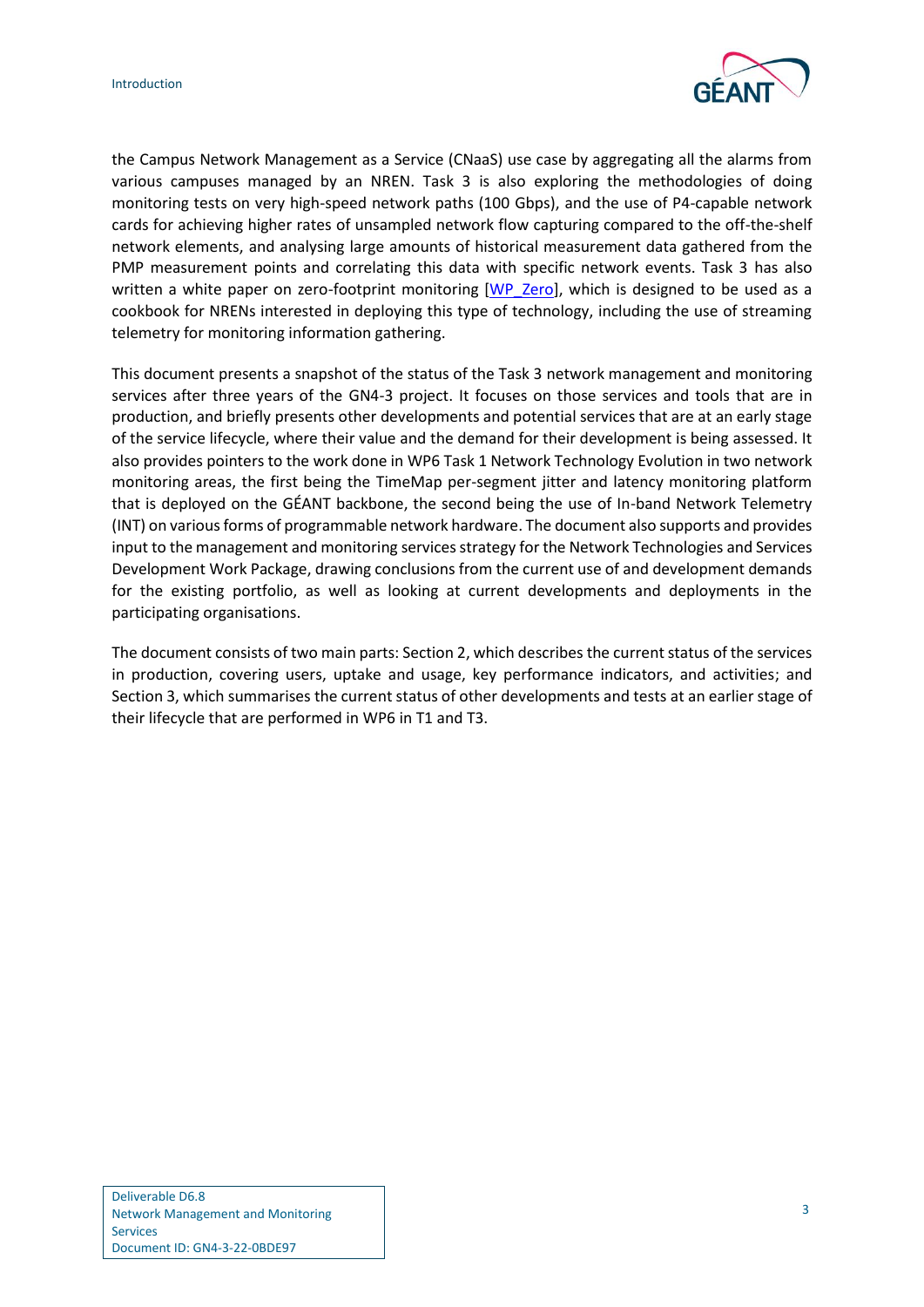the Campus Network Management as a Service (CNaaS) use case by aggregating all the alarms from various campuses managed by an NREN. Task 3 is also exploring the methodologies of doing monitoring tests on very high-speed network paths (100 Gbps), and the use of P4-capable network cards for achieving higher rates of unsampled network flow capturing compared to the off-the-shelf network elements, and analysing large amounts of historical measurement data gathered from the PMP measurement points and correlating this data with specific network events. Task 3 has also written a white paper on zero-footprint monitoring [WP_Zero], which is designed to be used as a cookbook for NRENs interested in deploying this type of technology, including the use of streaming telemetry for monitoring information gathering.

This document presents a snapshot of the status of the Task 3 network management and monitoring services after three years of the GN4-3 project. It focuses on those services and tools that are in production, and briefly presents other developments and potential services that are at an early stage of the service lifecycle, where their value and the demand for their development is being assessed. It also provides pointers to the work done in WP6 Task 1 Network Technology Evolution in two network monitoring areas, the first being the TimeMap per-segment jitter and latency monitoring platform that is deployed on the GÉANT backbone, the second being the use of In-band Network Telemetry (INT) on various forms of programmable network hardware. The document also supports and provides input to the management and monitoring services strategy for the Network Technologies and Services Development Work Package, drawing conclusions from the current use of and development demands for the existing portfolio, as well as looking at current developments and deployments in the participating organisations.

The document consists of two main parts: Section 2, which describes the current status of the services in production, covering users, uptake and usage, key performance indicators, and activities; and Section 3, which summarises the current status of other developments and tests at an earlier stage of their lifecycle that are performed in WP6 in T1 and T3.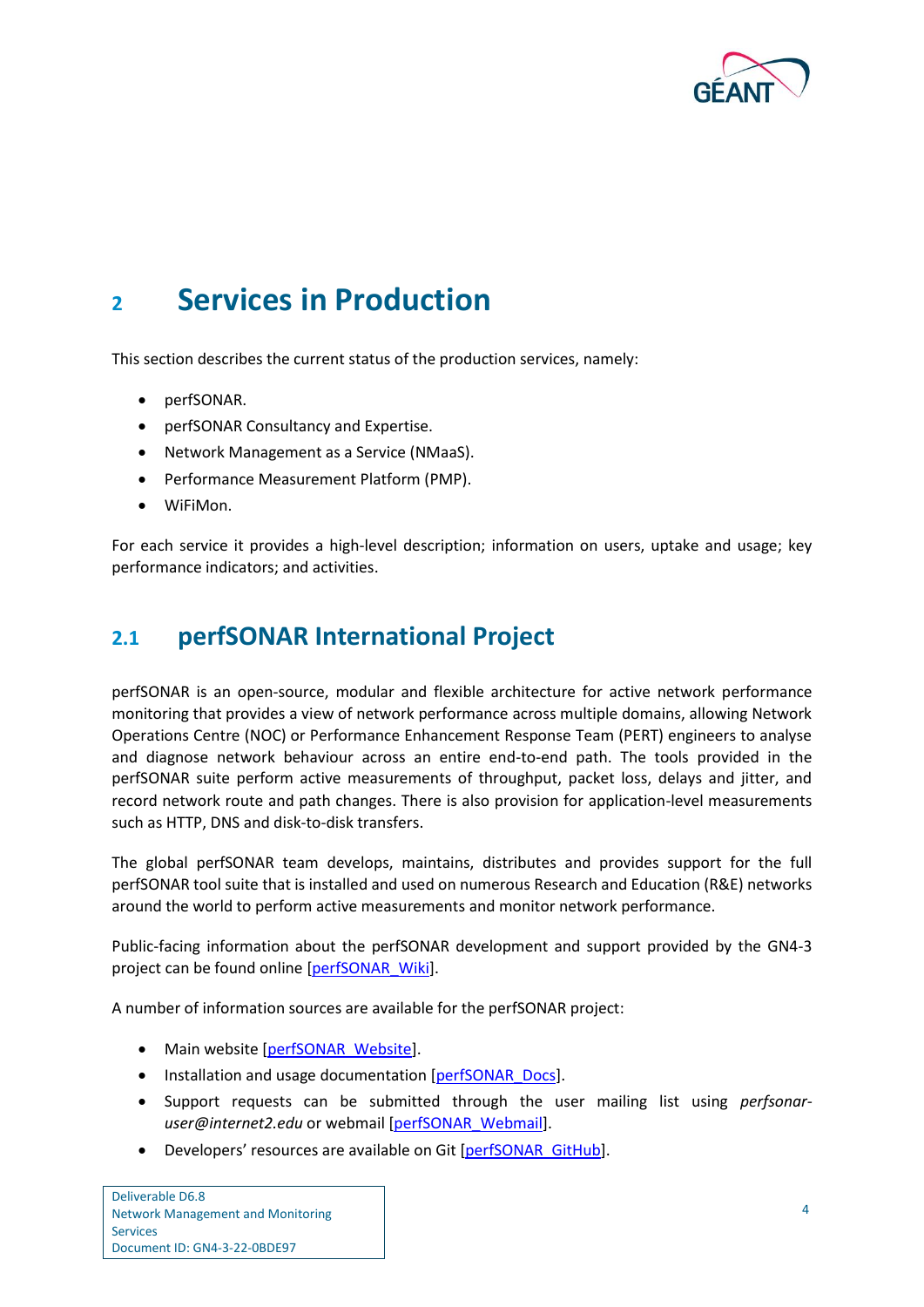# 2 Services in Production

This section describes the current status of the production services, namely:

- perfSONAR.
- perfSONAR Consultancy and Expertise.
- Network Management as a Service (NMaaS).
- Performance Measurement Platform (PMP).
- WiFiMon.

For each service it provides a high-level description; information on users, uptake and usage; key performance indicators; and activities.

## 2.1 perfSONAR International Project

perfSONAR is an open-source, modular and flexible architecture for active network performance monitoring that provides a view of network performance across multiple domains, allowing Network Operations Centre (NOC) or Performance Enhancement Response Team (PERT) engineers to analyse and diagnose network behaviour across an entire end-to-end path. The tools provided in the perfSONAR suite perform active measurements of throughput, packet loss, delays and jitter, and record network route and path changes. There is also provision for application-level measurements such as HTTP, DNS and disk-to-disk transfers.

The global perfSONAR team develops, maintains, distributes and provides support for the full perfSONAR tool suite that is installed and used on numerous Research and Education (R&E) networks around the world to perform active measurements and monitor network performance.

Public-facing information about the perfSONAR development and support provided by the GN4-3 project can be found online [perfSONAR_Wiki].

A number of information sources are available for the perfSONAR project:

- Main website [perfSONAR_Website].
- Installation and usage documentation [perfSONAR_Docs].
- Support requests can be submitted through the user mailing list using *perfsonar-user@internet2.edu* or webmail [perfSONAR_Webmail].
- Developers' resources are available on Git [perfSONAR_GitHub].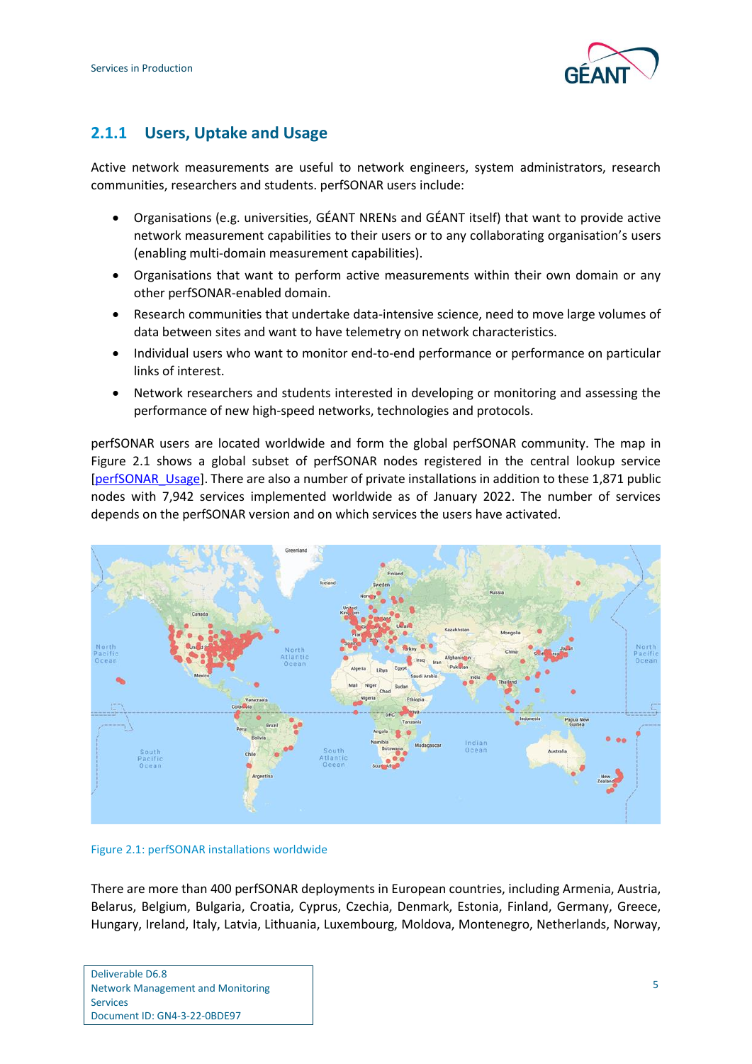### 2.1.1 Users, Uptake and Usage

Active network measurements are useful to network engineers, system administrators, research communities, researchers and students. perfSONAR users include:

- Organisations (e.g. universities, GÉANT NRENs and GÉANT itself) that want to provide active network measurement capabilities to their users or to any collaborating organisation's users (enabling multi-domain measurement capabilities).
- Organisations that want to perform active measurements within their own domain or any other perfSONAR-enabled domain.
- Research communities that undertake data-intensive science, need to move large volumes of data between sites and want to have telemetry on network characteristics.
- Individual users who want to monitor end-to-end performance or performance on particular links of interest.
- Network researchers and students interested in developing or monitoring and assessing the performance of new high-speed networks, technologies and protocols.

perfSONAR users are located worldwide and form the global perfSONAR community. The map in Figure 2.1 shows a global subset of perfSONAR nodes registered in the central lookup service [perfSONAR_Usage]. There are also a number of private installations in addition to these 1,871 public nodes with 7,942 services implemented worldwide as of January 2022. The number of services depends on the perfSONAR version and on which services the users have activated.

Figure 2.1: perfSONAR installations worldwide

There are more than 400 perfSONAR deployments in European countries, including Armenia, Austria, Belarus, Belgium, Bulgaria, Croatia, Cyprus, Czechia, Denmark, Estonia, Finland, Germany, Greece, Hungary, Ireland, Italy, Latvia, Lithuania, Luxembourg, Moldova, Montenegro, Netherlands, Norway,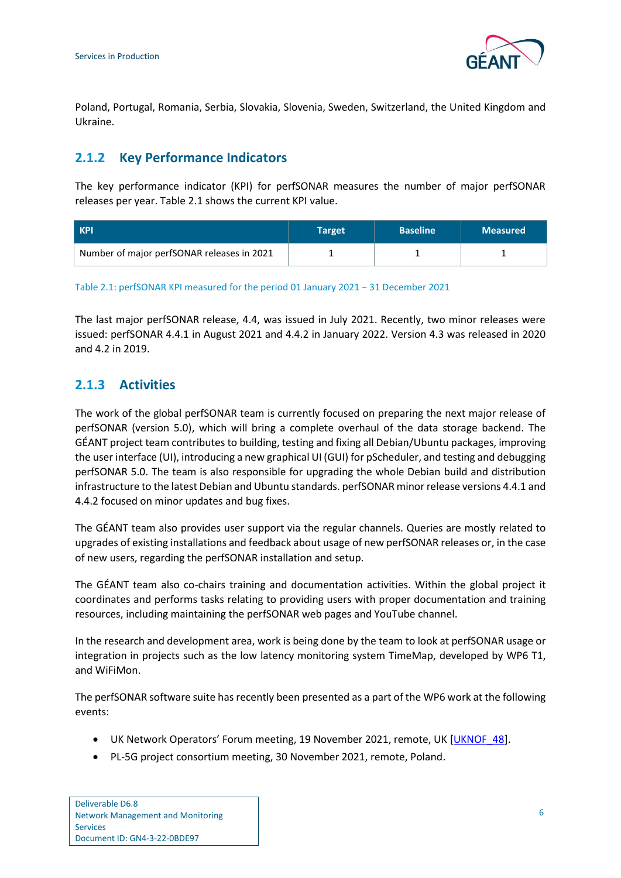Poland, Portugal, Romania, Serbia, Slovakia, Slovenia, Sweden, Switzerland, the United Kingdom and Ukraine.

### 2.1.2 Key Performance Indicators

The key performance indicator (KPI) for perfSONAR measures the number of major perfSONAR releases per year. Table 2.1 shows the current KPI value.

| KPI | Target | Baseline | Measured |
|---|---|---|---|
| Number of major perfSONAR releases in 2021 | 1 | 1 | 1 |

Table 2.1: perfSONAR KPI measured for the period 01 January 2021 – 31 December 2021

The last major perfSONAR release, 4.4, was issued in July 2021. Recently, two minor releases were issued: perfSONAR 4.4.1 in August 2021 and 4.4.2 in January 2022. Version 4.3 was released in 2020 and 4.2 in 2019.

### 2.1.3 Activities

The work of the global perfSONAR team is currently focused on preparing the next major release of perfSONAR (version 5.0), which will bring a complete overhaul of the data storage backend. The GÉANT project team contributes to building, testing and fixing all Debian/Ubuntu packages, improving the user interface (UI), introducing a new graphical UI (GUI) for pScheduler, and testing and debugging perfSONAR 5.0. The team is also responsible for upgrading the whole Debian build and distribution infrastructure to the latest Debian and Ubuntu standards. perfSONAR minor release versions 4.4.1 and 4.4.2 focused on minor updates and bug fixes.

The GÉANT team also provides user support via the regular channels. Queries are mostly related to upgrades of existing installations and feedback about usage of new perfSONAR releases or, in the case of new users, regarding the perfSONAR installation and setup.

The GÉANT team also co-chairs training and documentation activities. Within the global project it coordinates and performs tasks relating to providing users with proper documentation and training resources, including maintaining the perfSONAR web pages and YouTube channel.

In the research and development area, work is being done by the team to look at perfSONAR usage or integration in projects such as the low latency monitoring system TimeMap, developed by WP6 T1, and WiFiMon.

The perfSONAR software suite has recently been presented as a part of the WP6 work at the following events:

- UK Network Operators' Forum meeting, 19 November 2021, remote, UK [UKNOF_48].
- PL-5G project consortium meeting, 30 November 2021, remote, Poland.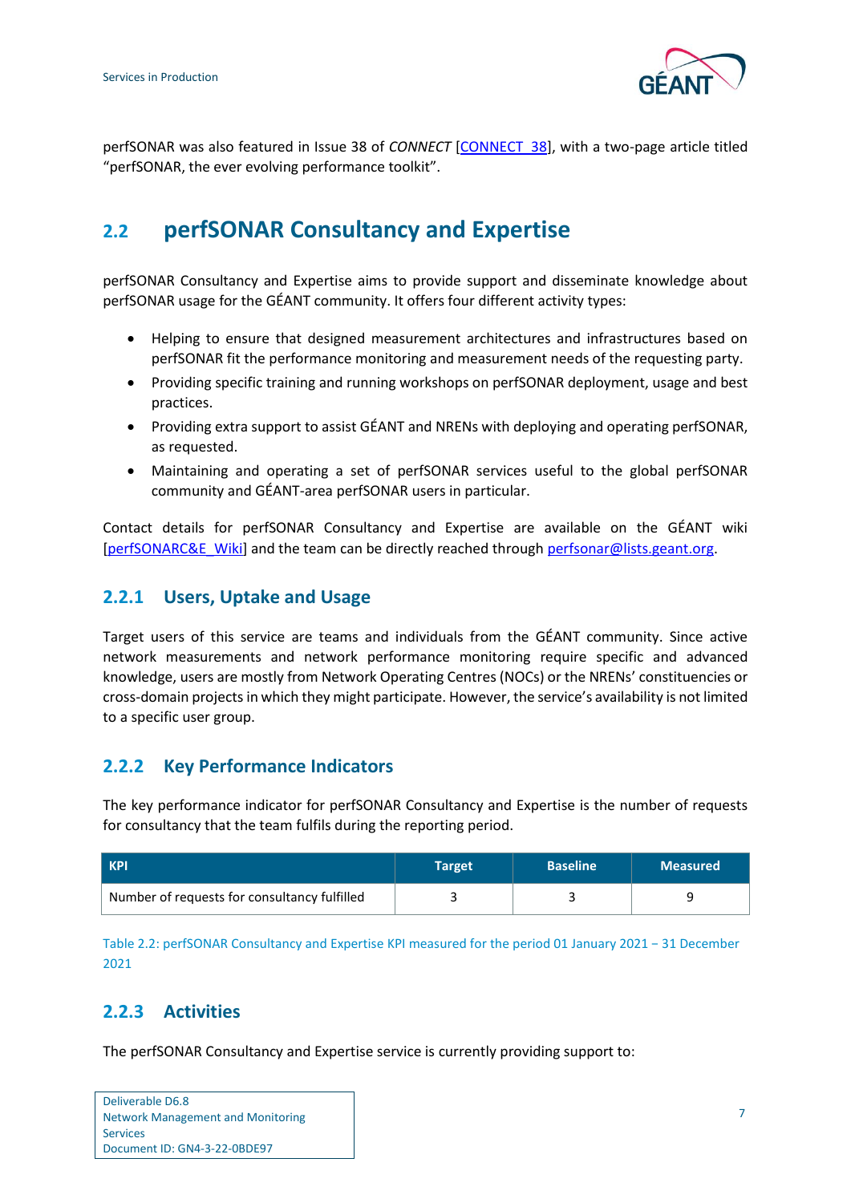perfSONAR was also featured in Issue 38 of *CONNECT* [CONNECT_38], with a two-page article titled "perfSONAR, the ever evolving performance toolkit".

## 2.2 perfSONAR Consultancy and Expertise

perfSONAR Consultancy and Expertise aims to provide support and disseminate knowledge about perfSONAR usage for the GÉANT community. It offers four different activity types:

- Helping to ensure that designed measurement architectures and infrastructures based on perfSONAR fit the performance monitoring and measurement needs of the requesting party.
- Providing specific training and running workshops on perfSONAR deployment, usage and best practices.
- Providing extra support to assist GÉANT and NRENs with deploying and operating perfSONAR, as requested.
- Maintaining and operating a set of perfSONAR services useful to the global perfSONAR community and GÉANT-area perfSONAR users in particular.

Contact details for perfSONAR Consultancy and Expertise are available on the GÉANT wiki [perfSONARC&E_Wiki] and the team can be directly reached through perfsonar@lists.geant.org.

### 2.2.1 Users, Uptake and Usage

Target users of this service are teams and individuals from the GÉANT community. Since active network measurements and network performance monitoring require specific and advanced knowledge, users are mostly from Network Operating Centres (NOCs) or the NRENs' constituencies or cross-domain projects in which they might participate. However, the service's availability is not limited to a specific user group.

### 2.2.2 Key Performance Indicators

The key performance indicator for perfSONAR Consultancy and Expertise is the number of requests for consultancy that the team fulfils during the reporting period.

| KPI | Target | Baseline | Measured |
|---|---|---|---|
| Number of requests for consultancy fulfilled | 3 | 3 | 9 |

Table 2.2: perfSONAR Consultancy and Expertise KPI measured for the period 01 January 2021 – 31 December 2021

### 2.2.3 Activities

The perfSONAR Consultancy and Expertise service is currently providing support to: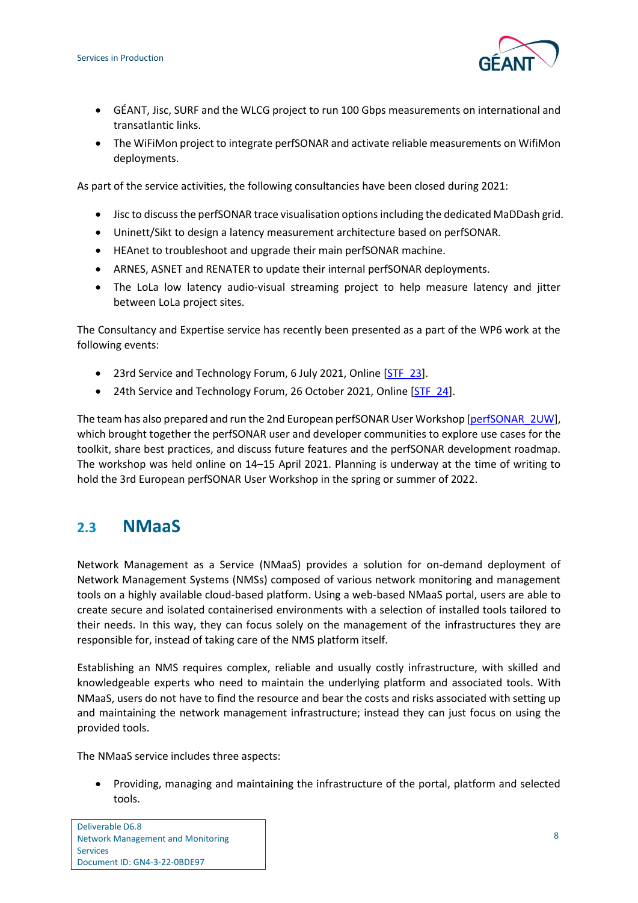- GÉANT, Jisc, SURF and the WLCG project to run 100 Gbps measurements on international and transatlantic links.
- The WiFiMon project to integrate perfSONAR and activate reliable measurements on WifiMon deployments.

As part of the service activities, the following consultancies have been closed during 2021:

- Jisc to discuss the perfSONAR trace visualisation options including the dedicated MaDDash grid.
- Uninett/Sikt to design a latency measurement architecture based on perfSONAR.
- HEAnet to troubleshoot and upgrade their main perfSONAR machine.
- ARNES, ASNET and RENATER to update their internal perfSONAR deployments.
- The LoLa low latency audio-visual streaming project to help measure latency and jitter between LoLa project sites.

The Consultancy and Expertise service has recently been presented as a part of the WP6 work at the following events:

- 23rd Service and Technology Forum, 6 July 2021, Online [STF_23].
- 24th Service and Technology Forum, 26 October 2021, Online [STF_24].

The team has also prepared and run the 2nd European perfSONAR User Workshop [perfSONAR_2UW], which brought together the perfSONAR user and developer communities to explore use cases for the toolkit, share best practices, and discuss future features and the perfSONAR development roadmap. The workshop was held online on 14–15 April 2021. Planning is underway at the time of writing to hold the 3rd European perfSONAR User Workshop in the spring or summer of 2022.

## 2.3 NMaaS

Network Management as a Service (NMaaS) provides a solution for on-demand deployment of Network Management Systems (NMSs) composed of various network monitoring and management tools on a highly available cloud-based platform. Using a web-based NMaaS portal, users are able to create secure and isolated containerised environments with a selection of installed tools tailored to their needs. In this way, they can focus solely on the management of the infrastructures they are responsible for, instead of taking care of the NMS platform itself.

Establishing an NMS requires complex, reliable and usually costly infrastructure, with skilled and knowledgeable experts who need to maintain the underlying platform and associated tools. With NMaaS, users do not have to find the resource and bear the costs and risks associated with setting up and maintaining the network management infrastructure; instead they can just focus on using the provided tools.

The NMaaS service includes three aspects:

- Providing, managing and maintaining the infrastructure of the portal, platform and selected tools.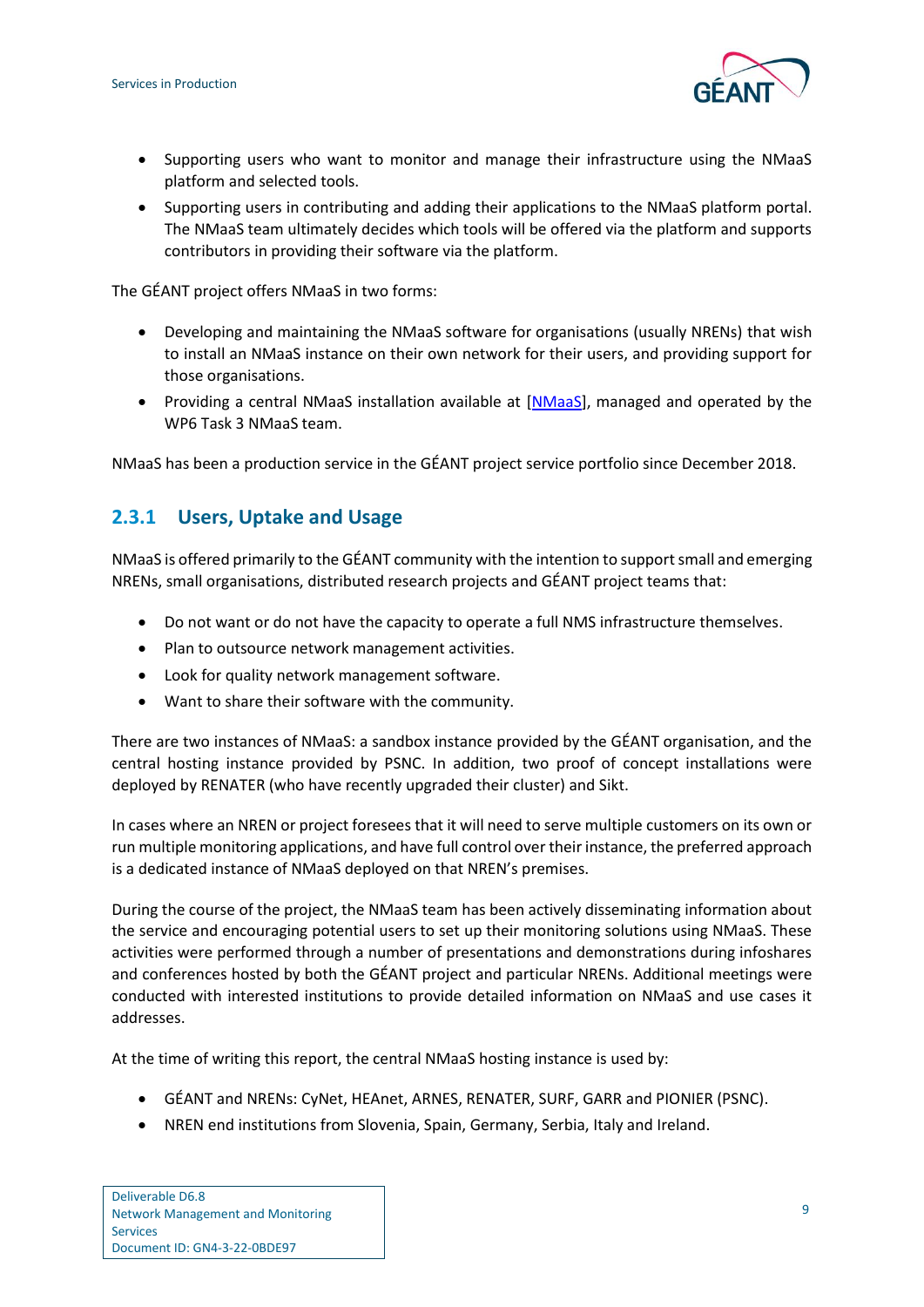- Supporting users who want to monitor and manage their infrastructure using the NMaaS platform and selected tools.
- Supporting users in contributing and adding their applications to the NMaaS platform portal. The NMaaS team ultimately decides which tools will be offered via the platform and supports contributors in providing their software via the platform.

The GÉANT project offers NMaaS in two forms:

- Developing and maintaining the NMaaS software for organisations (usually NRENs) that wish to install an NMaaS instance on their own network for their users, and providing support for those organisations.
- Providing a central NMaaS installation available at [NMaaS], managed and operated by the WP6 Task 3 NMaaS team.

NMaaS has been a production service in the GÉANT project service portfolio since December 2018.

### 2.3.1 Users, Uptake and Usage

NMaaS is offered primarily to the GÉANT community with the intention to support small and emerging NRENs, small organisations, distributed research projects and GÉANT project teams that:

- Do not want or do not have the capacity to operate a full NMS infrastructure themselves.
- Plan to outsource network management activities.
- Look for quality network management software.
- Want to share their software with the community.

There are two instances of NMaaS: a sandbox instance provided by the GÉANT organisation, and the central hosting instance provided by PSNC. In addition, two proof of concept installations were deployed by RENATER (who have recently upgraded their cluster) and Sikt.

In cases where an NREN or project foresees that it will need to serve multiple customers on its own or run multiple monitoring applications, and have full control over their instance, the preferred approach is a dedicated instance of NMaaS deployed on that NREN's premises.

During the course of the project, the NMaaS team has been actively disseminating information about the service and encouraging potential users to set up their monitoring solutions using NMaaS. These activities were performed through a number of presentations and demonstrations during infoshares and conferences hosted by both the GÉANT project and particular NRENs. Additional meetings were conducted with interested institutions to provide detailed information on NMaaS and use cases it addresses.

At the time of writing this report, the central NMaaS hosting instance is used by:

- GÉANT and NRENs: CyNet, HEAnet, ARNES, RENATER, SURF, GARR and PIONIER (PSNC).
- NREN end institutions from Slovenia, Spain, Germany, Serbia, Italy and Ireland.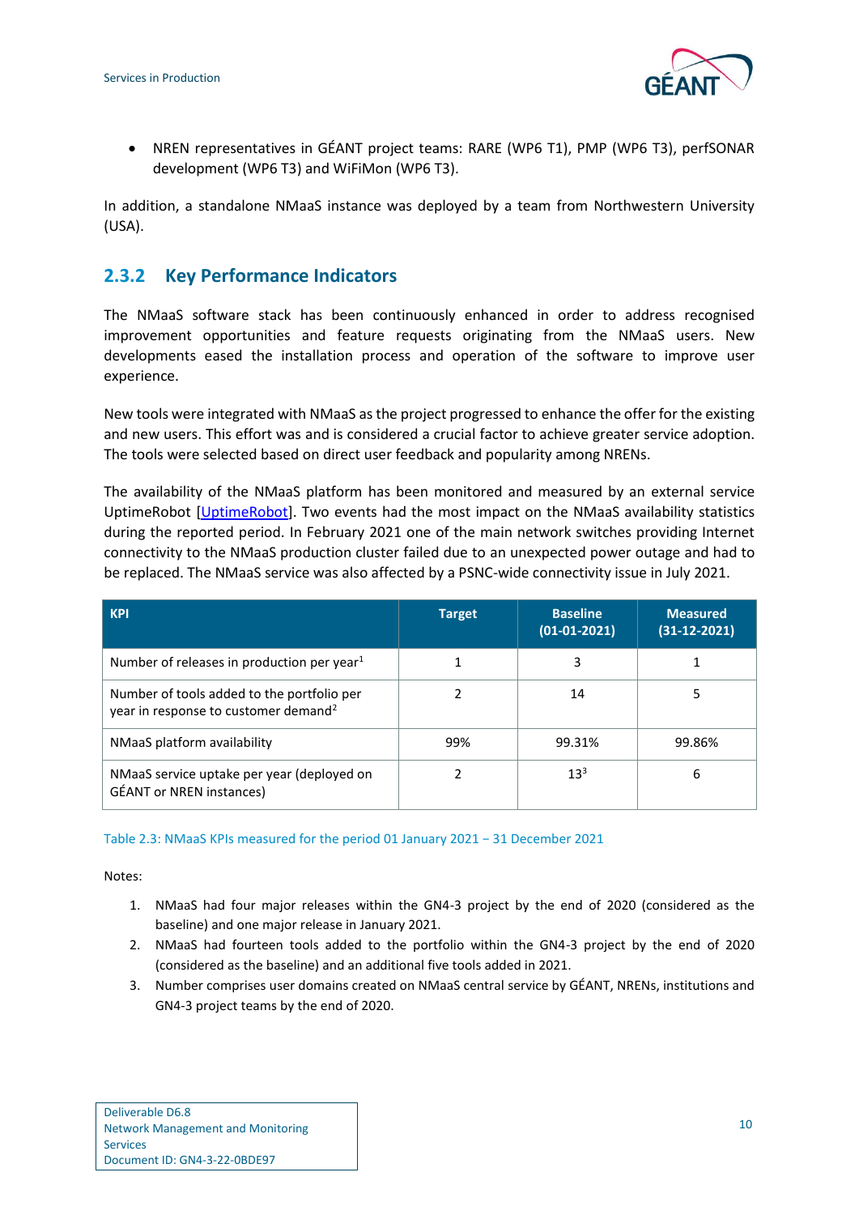- NREN representatives in GÉANT project teams: RARE (WP6 T1), PMP (WP6 T3), perfSONAR development (WP6 T3) and WiFiMon (WP6 T3).

In addition, a standalone NMaaS instance was deployed by a team from Northwestern University (USA).

### 2.3.2 Key Performance Indicators

The NMaaS software stack has been continuously enhanced in order to address recognised improvement opportunities and feature requests originating from the NMaaS users. New developments eased the installation process and operation of the software to improve user experience.

New tools were integrated with NMaaS as the project progressed to enhance the offer for the existing and new users. This effort was and is considered a crucial factor to achieve greater service adoption. The tools were selected based on direct user feedback and popularity among NRENs.

The availability of the NMaaS platform has been monitored and measured by an external service UptimeRobot [UptimeRobot]. Two events had the most impact on the NMaaS availability statistics during the reported period. In February 2021 one of the main network switches providing Internet connectivity to the NMaaS production cluster failed due to an unexpected power outage and had to be replaced. The NMaaS service was also affected by a PSNC-wide connectivity issue in July 2021.

| KPI | Target | Baseline (01-01-2021) | Measured (31-12-2021) |
|---|---|---|---|
| Number of releases in production per year[1] | 1 | 3 | 1 |
| Number of tools added to the portfolio per year in response to customer demand[2] | 2 | 14 | 5 |
| NMaaS platform availability | 99% | 99.31% | 99.86% |
| NMaaS service uptake per year (deployed on GÉANT or NREN instances) | 2 | 13[3] | 6 |

Table 2.3: NMaaS KPIs measured for the period 01 January 2021 – 31 December 2021

Notes:

1. NMaaS had four major releases within the GN4-3 project by the end of 2020 (considered as the baseline) and one major release in January 2021.
2. NMaaS had fourteen tools added to the portfolio within the GN4-3 project by the end of 2020 (considered as the baseline) and an additional five tools added in 2021.
3. Number comprises user domains created on NMaaS central service by GÉANT, NRENs, institutions and GN4-3 project teams by the end of 2020.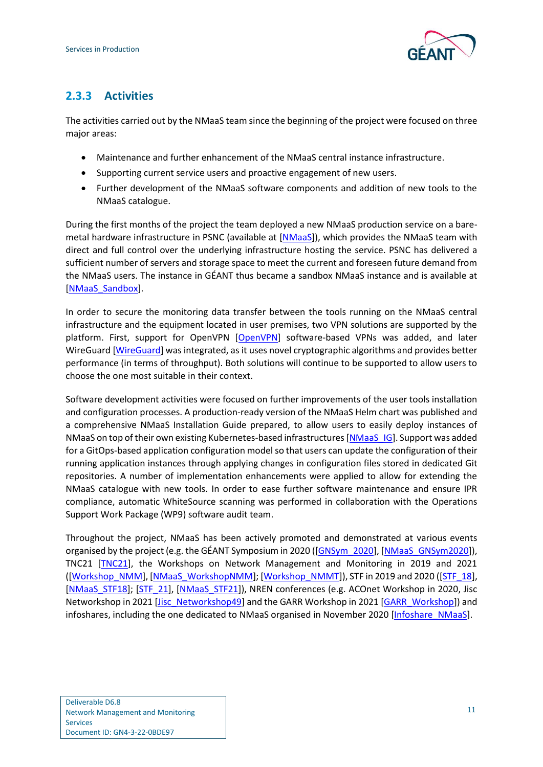### 2.3.3 Activities

The activities carried out by the NMaaS team since the beginning of the project were focused on three major areas:

- Maintenance and further enhancement of the NMaaS central instance infrastructure.
- Supporting current service users and proactive engagement of new users.
- Further development of the NMaaS software components and addition of new tools to the NMaaS catalogue.

During the first months of the project the team deployed a new NMaaS production service on a bare-metal hardware infrastructure in PSNC (available at [NMaaS]), which provides the NMaaS team with direct and full control over the underlying infrastructure hosting the service. PSNC has delivered a sufficient number of servers and storage space to meet the current and foreseen future demand from the NMaaS users. The instance in GÉANT thus became a sandbox NMaaS instance and is available at [NMaaS_Sandbox].

In order to secure the monitoring data transfer between the tools running on the NMaaS central infrastructure and the equipment located in user premises, two VPN solutions are supported by the platform. First, support for OpenVPN [OpenVPN] software-based VPNs was added, and later WireGuard [WireGuard] was integrated, as it uses novel cryptographic algorithms and provides better performance (in terms of throughput). Both solutions will continue to be supported to allow users to choose the one most suitable in their context.

Software development activities were focused on further improvements of the user tools installation and configuration processes. A production-ready version of the NMaaS Helm chart was published and a comprehensive NMaaS Installation Guide prepared, to allow users to easily deploy instances of NMaaS on top of their own existing Kubernetes-based infrastructures [NMaaS_IG]. Support was added for a GitOps-based application configuration model so that users can update the configuration of their running application instances through applying changes in configuration files stored in dedicated Git repositories. A number of implementation enhancements were applied to allow for extending the NMaaS catalogue with new tools. In order to ease further software maintenance and ensure IPR compliance, automatic WhiteSource scanning was performed in collaboration with the Operations Support Work Package (WP9) software audit team.

Throughout the project, NMaaS has been actively promoted and demonstrated at various events organised by the project (e.g. the GÉANT Symposium in 2020 ([GNSym_2020], [NMaaS_GNSym2020]), TNC21 [TNC21], the Workshops on Network Management and Monitoring in 2019 and 2021 ([Workshop_NMM], [NMaaS_WorkshopNMM]; [Workshop_NMMT]), STF in 2019 and 2020 ([STF_18], [NMaaS_STF18]; [STF_21], [NMaaS_STF21]), NREN conferences (e.g. ACOnet Workshop in 2020, Jisc Networkshop in 2021 [Jisc_Networkshop49] and the GARR Workshop in 2021 [GARR_Workshop]) and infoshares, including the one dedicated to NMaaS organised in November 2020 [Infoshare_NMaaS].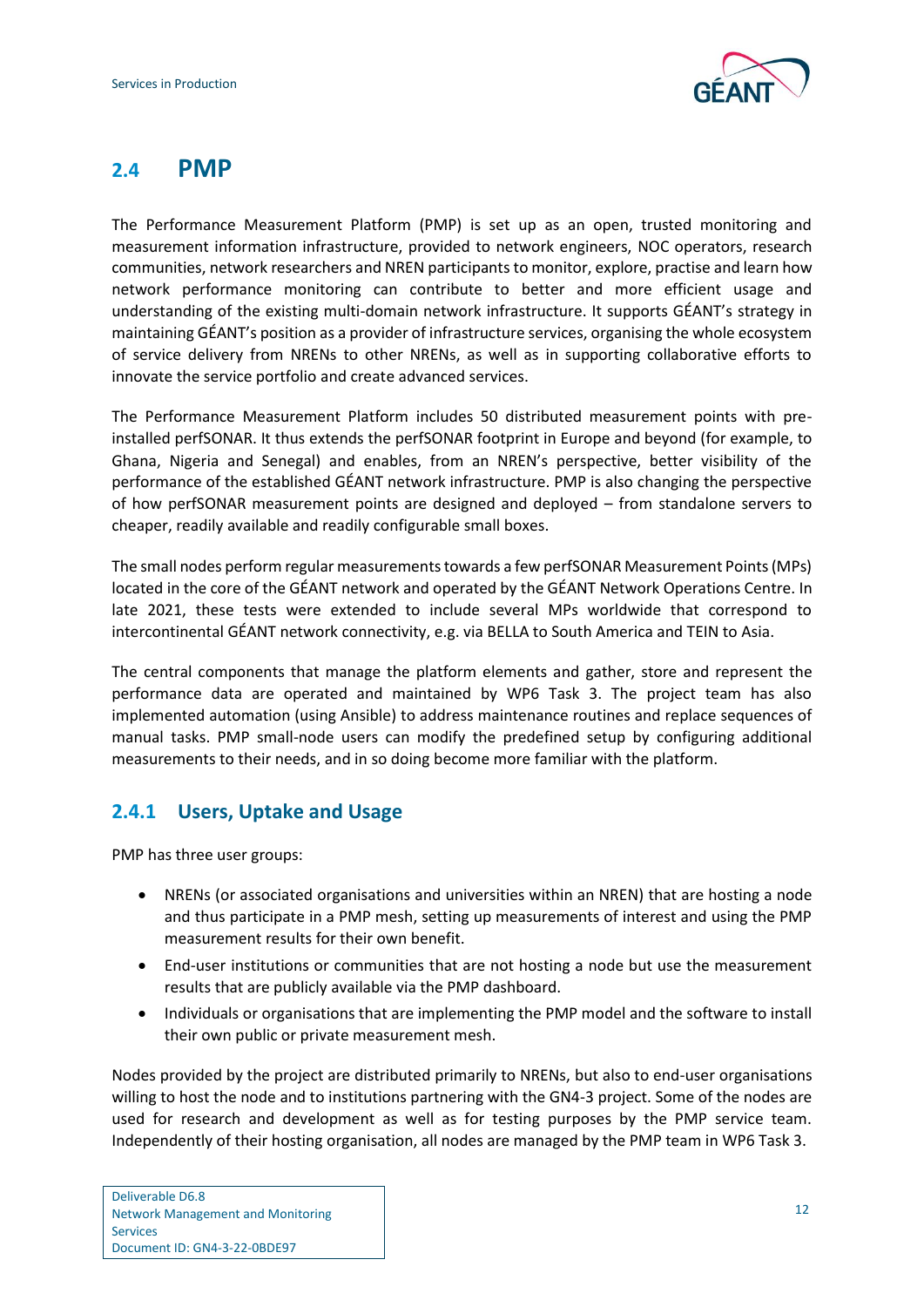## 2.4 PMP

The Performance Measurement Platform (PMP) is set up as an open, trusted monitoring and measurement information infrastructure, provided to network engineers, NOC operators, research communities, network researchers and NREN participants to monitor, explore, practise and learn how network performance monitoring can contribute to better and more efficient usage and understanding of the existing multi-domain network infrastructure. It supports GÉANT's strategy in maintaining GÉANT's position as a provider of infrastructure services, organising the whole ecosystem of service delivery from NRENs to other NRENs, as well as in supporting collaborative efforts to innovate the service portfolio and create advanced services.

The Performance Measurement Platform includes 50 distributed measurement points with pre-installed perfSONAR. It thus extends the perfSONAR footprint in Europe and beyond (for example, to Ghana, Nigeria and Senegal) and enables, from an NREN's perspective, better visibility of the performance of the established GÉANT network infrastructure. PMP is also changing the perspective of how perfSONAR measurement points are designed and deployed – from standalone servers to cheaper, readily available and readily configurable small boxes.

The small nodes perform regular measurements towards a few perfSONAR Measurement Points (MPs) located in the core of the GÉANT network and operated by the GÉANT Network Operations Centre. In late 2021, these tests were extended to include several MPs worldwide that correspond to intercontinental GÉANT network connectivity, e.g. via BELLA to South America and TEIN to Asia.

The central components that manage the platform elements and gather, store and represent the performance data are operated and maintained by WP6 Task 3. The project team has also implemented automation (using Ansible) to address maintenance routines and replace sequences of manual tasks. PMP small-node users can modify the predefined setup by configuring additional measurements to their needs, and in so doing become more familiar with the platform.

### 2.4.1 Users, Uptake and Usage

PMP has three user groups:

- NRENs (or associated organisations and universities within an NREN) that are hosting a node and thus participate in a PMP mesh, setting up measurements of interest and using the PMP measurement results for their own benefit.
- End-user institutions or communities that are not hosting a node but use the measurement results that are publicly available via the PMP dashboard.
- Individuals or organisations that are implementing the PMP model and the software to install their own public or private measurement mesh.

Nodes provided by the project are distributed primarily to NRENs, but also to end-user organisations willing to host the node and to institutions partnering with the GN4-3 project. Some of the nodes are used for research and development as well as for testing purposes by the PMP service team. Independently of their hosting organisation, all nodes are managed by the PMP team in WP6 Task 3.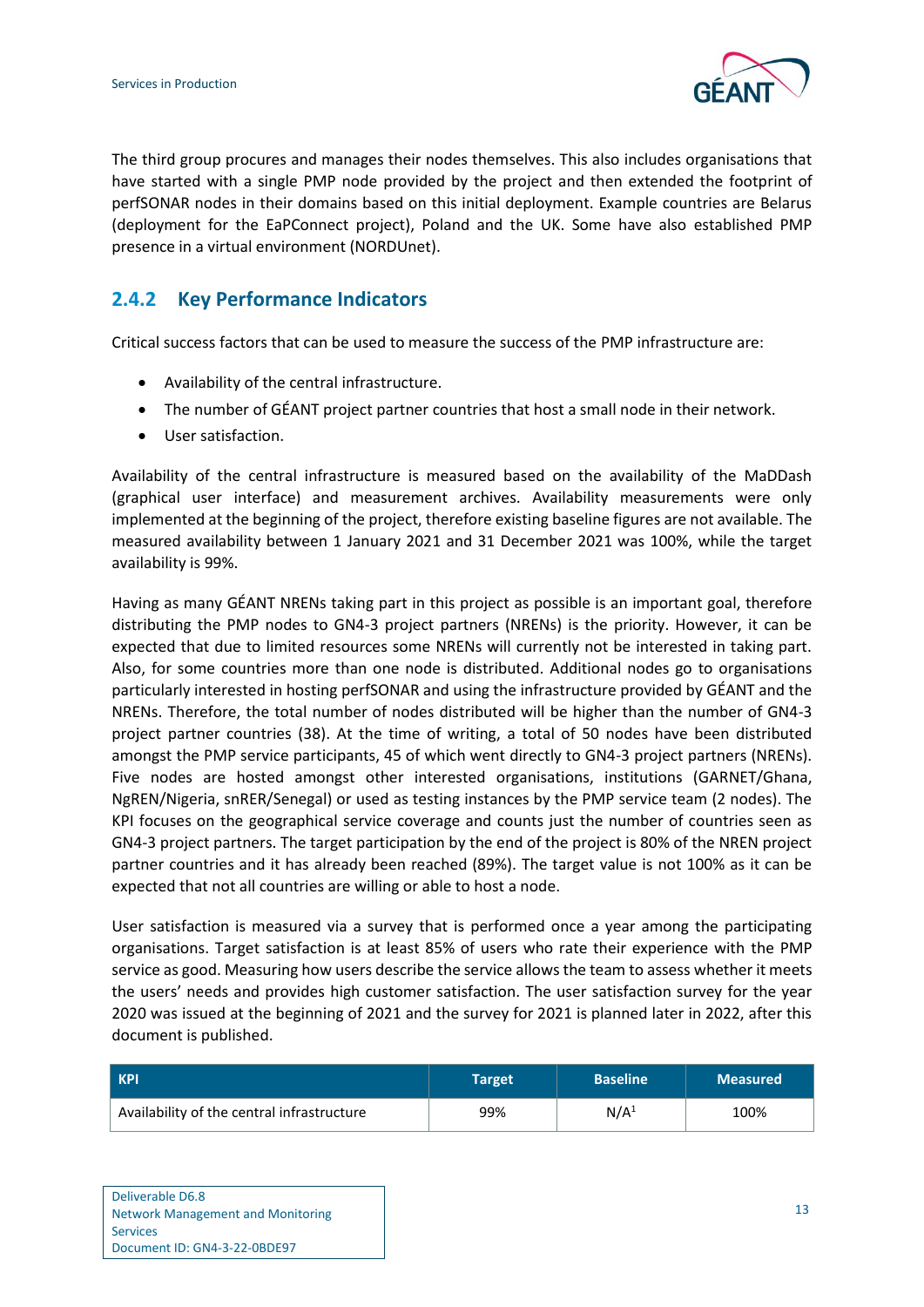The third group procures and manages their nodes themselves. This also includes organisations that have started with a single PMP node provided by the project and then extended the footprint of perfSONAR nodes in their domains based on this initial deployment. Example countries are Belarus (deployment for the EaPConnect project), Poland and the UK. Some have also established PMP presence in a virtual environment (NORDUnet).

### 2.4.2 Key Performance Indicators

Critical success factors that can be used to measure the success of the PMP infrastructure are:

- Availability of the central infrastructure.
- The number of GÉANT project partner countries that host a small node in their network.
- User satisfaction.

Availability of the central infrastructure is measured based on the availability of the MaDDash (graphical user interface) and measurement archives. Availability measurements were only implemented at the beginning of the project, therefore existing baseline figures are not available. The measured availability between 1 January 2021 and 31 December 2021 was 100%, while the target availability is 99%.

Having as many GÉANT NRENs taking part in this project as possible is an important goal, therefore distributing the PMP nodes to GN4-3 project partners (NRENs) is the priority. However, it can be expected that due to limited resources some NRENs will currently not be interested in taking part. Also, for some countries more than one node is distributed. Additional nodes go to organisations particularly interested in hosting perfSONAR and using the infrastructure provided by GÉANT and the NRENs. Therefore, the total number of nodes distributed will be higher than the number of GN4-3 project partner countries (38). At the time of writing, a total of 50 nodes have been distributed amongst the PMP service participants, 45 of which went directly to GN4-3 project partners (NRENs). Five nodes are hosted amongst other interested organisations, institutions (GARNET/Ghana, NgREN/Nigeria, snRER/Senegal) or used as testing instances by the PMP service team (2 nodes). The KPI focuses on the geographical service coverage and counts just the number of countries seen as GN4-3 project partners. The target participation by the end of the project is 80% of the NREN project partner countries and it has already been reached (89%). The target value is not 100% as it can be expected that not all countries are willing or able to host a node.

User satisfaction is measured via a survey that is performed once a year among the participating organisations. Target satisfaction is at least 85% of users who rate their experience with the PMP service as good. Measuring how users describe the service allows the team to assess whether it meets the users' needs and provides high customer satisfaction. The user satisfaction survey for the year 2020 was issued at the beginning of 2021 and the survey for 2021 is planned later in 2022, after this document is published.

| KPI | Target | Baseline | Measured |
|---|---|---|---|
| Availability of the central infrastructure | 99% | N/A[1] | 100% |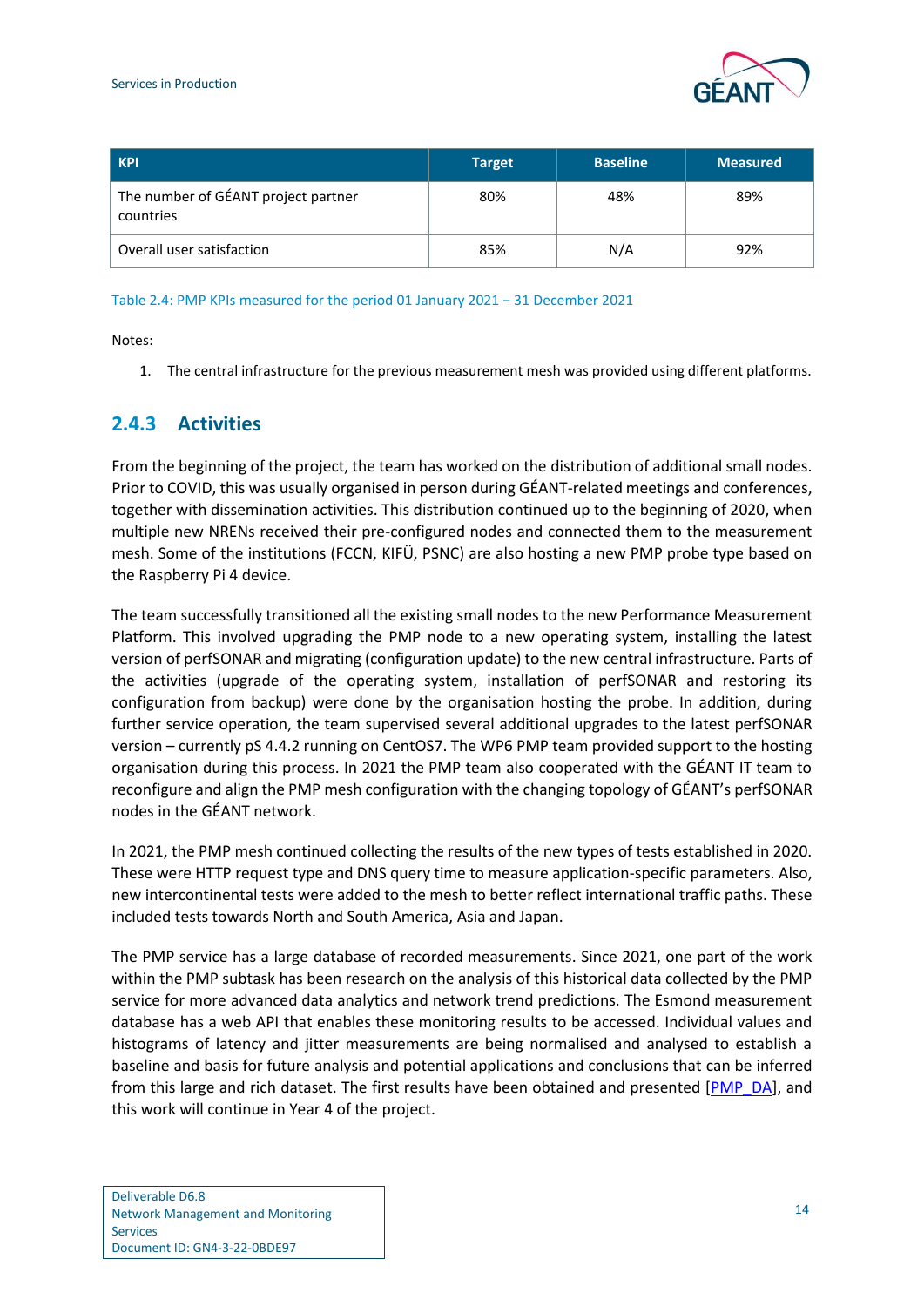| KPI | Target | Baseline | Measured |
|---|---|---|---|
| The number of GÉANT project partner countries | 80% | 48% | 89% |
| Overall user satisfaction | 85% | N/A | 92% |

Table 2.4: PMP KPIs measured for the period 01 January 2021 – 31 December 2021

Notes:

1. The central infrastructure for the previous measurement mesh was provided using different platforms.

### 2.4.3 Activities

From the beginning of the project, the team has worked on the distribution of additional small nodes. Prior to COVID, this was usually organised in person during GÉANT-related meetings and conferences, together with dissemination activities. This distribution continued up to the beginning of 2020, when multiple new NRENs received their pre-configured nodes and connected them to the measurement mesh. Some of the institutions (FCCN, KIFÜ, PSNC) are also hosting a new PMP probe type based on the Raspberry Pi 4 device.

The team successfully transitioned all the existing small nodes to the new Performance Measurement Platform. This involved upgrading the PMP node to a new operating system, installing the latest version of perfSONAR and migrating (configuration update) to the new central infrastructure. Parts of the activities (upgrade of the operating system, installation of perfSONAR and restoring its configuration from backup) were done by the organisation hosting the probe. In addition, during further service operation, the team supervised several additional upgrades to the latest perfSONAR version – currently pS 4.4.2 running on CentOS7. The WP6 PMP team provided support to the hosting organisation during this process. In 2021 the PMP team also cooperated with the GÉANT IT team to reconfigure and align the PMP mesh configuration with the changing topology of GÉANT's perfSONAR nodes in the GÉANT network.

In 2021, the PMP mesh continued collecting the results of the new types of tests established in 2020. These were HTTP request type and DNS query time to measure application-specific parameters. Also, new intercontinental tests were added to the mesh to better reflect international traffic paths. These included tests towards North and South America, Asia and Japan.

The PMP service has a large database of recorded measurements. Since 2021, one part of the work within the PMP subtask has been research on the analysis of this historical data collected by the PMP service for more advanced data analytics and network trend predictions. The Esmond measurement database has a web API that enables these monitoring results to be accessed. Individual values and histograms of latency and jitter measurements are being normalised and analysed to establish a baseline and basis for future analysis and potential applications and conclusions that can be inferred from this large and rich dataset. The first results have been obtained and presented [PMP_DA], and this work will continue in Year 4 of the project.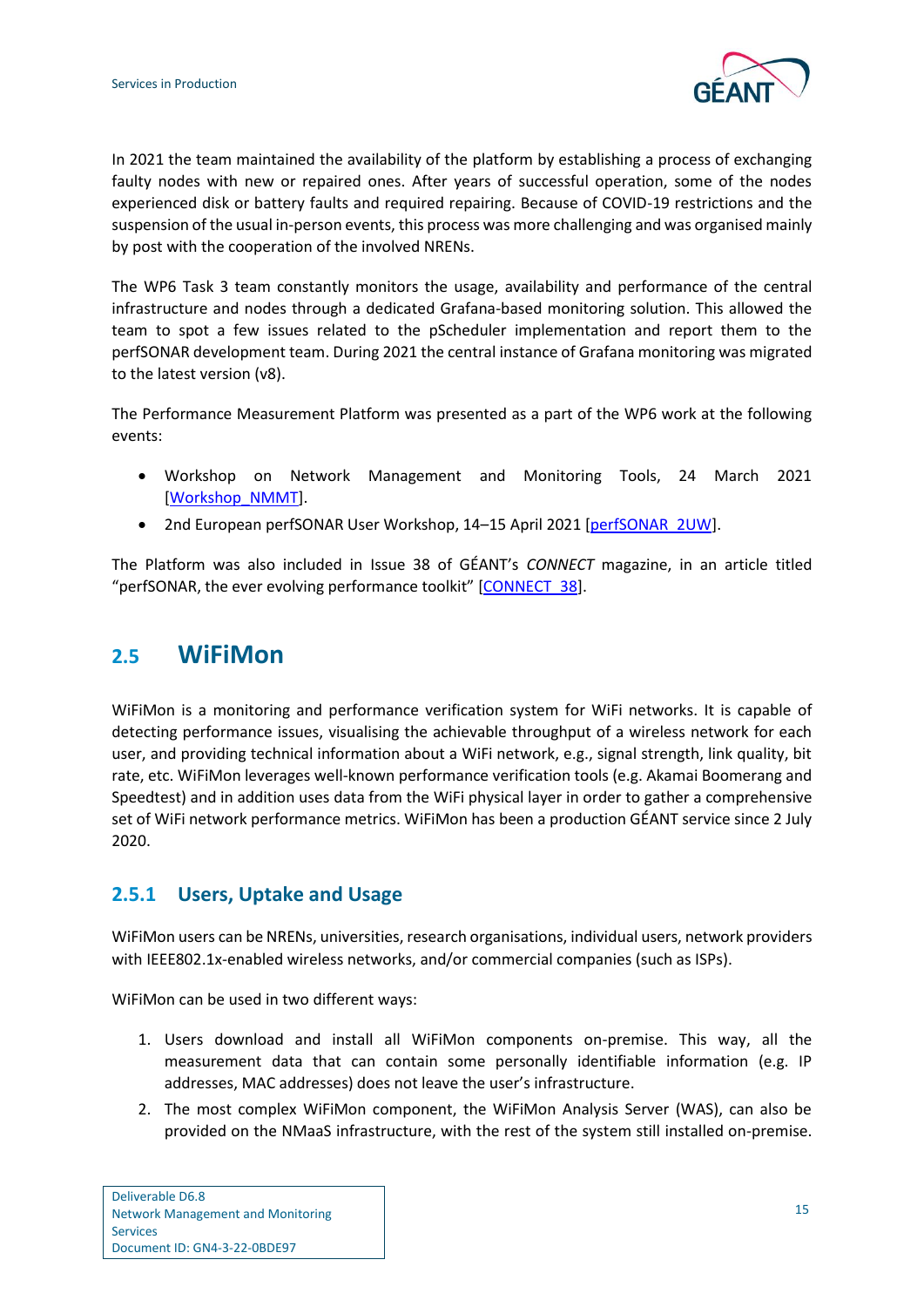In 2021 the team maintained the availability of the platform by establishing a process of exchanging faulty nodes with new or repaired ones. After years of successful operation, some of the nodes experienced disk or battery faults and required repairing. Because of COVID-19 restrictions and the suspension of the usual in-person events, this process was more challenging and was organised mainly by post with the cooperation of the involved NRENs.

The WP6 Task 3 team constantly monitors the usage, availability and performance of the central infrastructure and nodes through a dedicated Grafana-based monitoring solution. This allowed the team to spot a few issues related to the pScheduler implementation and report them to the perfSONAR development team. During 2021 the central instance of Grafana monitoring was migrated to the latest version (v8).

The Performance Measurement Platform was presented as a part of the WP6 work at the following events:

- Workshop on Network Management and Monitoring Tools, 24 March 2021 [Workshop_NMMT].
- 2nd European perfSONAR User Workshop, 14–15 April 2021 [perfSONAR_2UW].

The Platform was also included in Issue 38 of GÉANT's *CONNECT* magazine, in an article titled "perfSONAR, the ever evolving performance toolkit" [CONNECT_38].

## 2.5 WiFiMon

WiFiMon is a monitoring and performance verification system for WiFi networks. It is capable of detecting performance issues, visualising the achievable throughput of a wireless network for each user, and providing technical information about a WiFi network, e.g., signal strength, link quality, bit rate, etc. WiFiMon leverages well-known performance verification tools (e.g. Akamai Boomerang and Speedtest) and in addition uses data from the WiFi physical layer in order to gather a comprehensive set of WiFi network performance metrics. WiFiMon has been a production GÉANT service since 2 July 2020.

### 2.5.1 Users, Uptake and Usage

WiFiMon users can be NRENs, universities, research organisations, individual users, network providers with IEEE802.1x-enabled wireless networks, and/or commercial companies (such as ISPs).

WiFiMon can be used in two different ways:

1. Users download and install all WiFiMon components on-premise. This way, all the measurement data that can contain some personally identifiable information (e.g. IP addresses, MAC addresses) does not leave the user's infrastructure.
2. The most complex WiFiMon component, the WiFiMon Analysis Server (WAS), can also be provided on the NMaaS infrastructure, with the rest of the system still installed on-premise.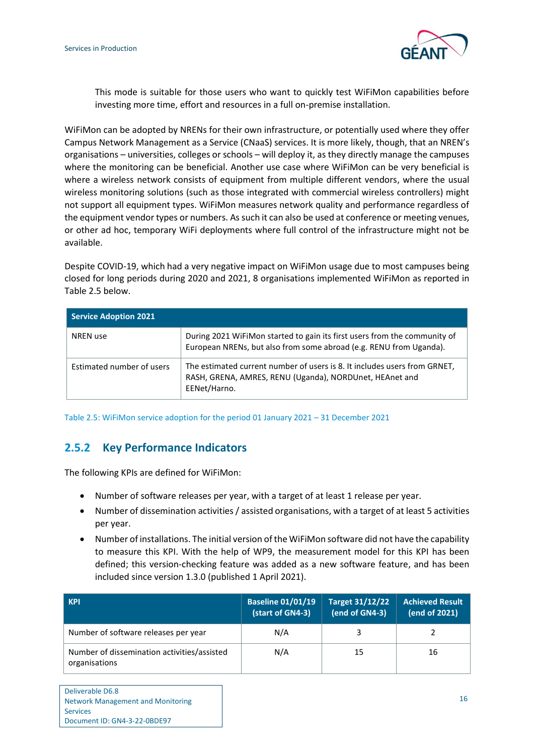This mode is suitable for those users who want to quickly test WiFiMon capabilities before investing more time, effort and resources in a full on-premise installation.

WiFiMon can be adopted by NRENs for their own infrastructure, or potentially used where they offer Campus Network Management as a Service (CNaaS) services. It is more likely, though, that an NREN's organisations – universities, colleges or schools – will deploy it, as they directly manage the campuses where the monitoring can be beneficial. Another use case where WiFiMon can be very beneficial is where a wireless network consists of equipment from multiple different vendors, where the usual wireless monitoring solutions (such as those integrated with commercial wireless controllers) might not support all equipment types. WiFiMon measures network quality and performance regardless of the equipment vendor types or numbers. As such it can also be used at conference or meeting venues, or other ad hoc, temporary WiFi deployments where full control of the infrastructure might not be available.

Despite COVID-19, which had a very negative impact on WiFiMon usage due to most campuses being closed for long periods during 2020 and 2021, 8 organisations implemented WiFiMon as reported in Table 2.5 below.

| **Service Adoption 2021** | |
|---|---|
| NREN use | During 2021 WiFiMon started to gain its first users from the community of European NRENs, but also from some abroad (e.g. RENU from Uganda). |
| Estimated number of users | The estimated current number of users is 8. It includes users from GRNET, RASH, GRENA, AMRES, RENU (Uganda), NORDUnet, HEAnet and EENet/Harno. |

Table 2.5: WiFiMon service adoption for the period 01 January 2021 – 31 December 2021

### 2.5.2 Key Performance Indicators

The following KPIs are defined for WiFiMon:

- Number of software releases per year, with a target of at least 1 release per year.
- Number of dissemination activities / assisted organisations, with a target of at least 5 activities per year.
- Number of installations. The initial version of the WiFiMon software did not have the capability to measure this KPI. With the help of WP9, the measurement model for this KPI has been defined; this version-checking feature was added as a new software feature, and has been included since version 1.3.0 (published 1 April 2021).

| KPI | Baseline 01/01/19 (start of GN4-3) | Target 31/12/22 (end of GN4-3) | Achieved Result (end of 2021) |
|---|---|---|---|
| Number of software releases per year | N/A | 3 | 2 |
| Number of dissemination activities/assisted organisations | N/A | 15 | 16 |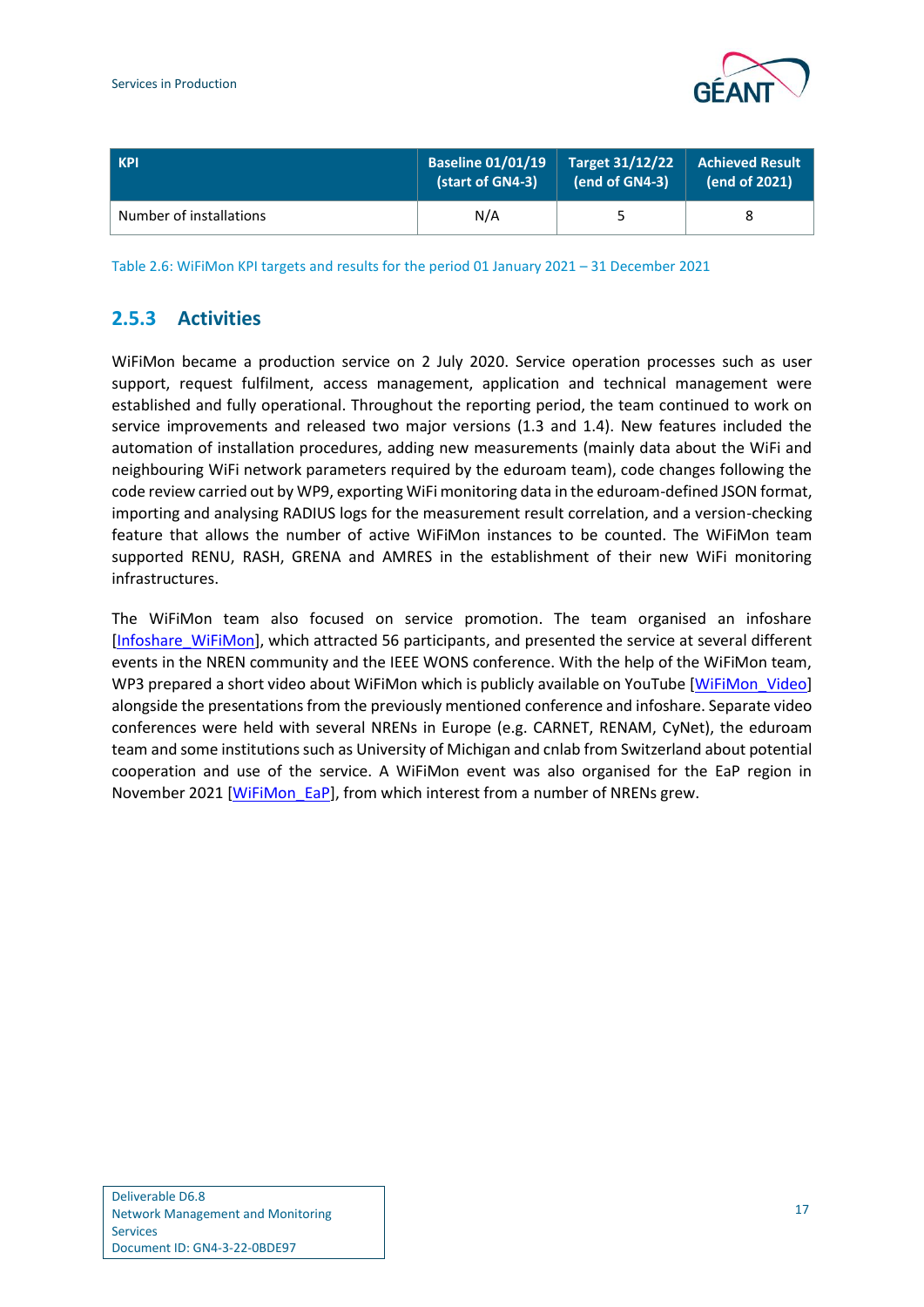| KPI | Baseline 01/01/19 (start of GN4-3) | Target 31/12/22 (end of GN4-3) | Achieved Result (end of 2021) |
|---|---|---|---|
| Number of installations | N/A | 5 | 8 |

Table 2.6: WiFiMon KPI targets and results for the period 01 January 2021 – 31 December 2021

### 2.5.3 Activities

WiFiMon became a production service on 2 July 2020. Service operation processes such as user support, request fulfilment, access management, application and technical management were established and fully operational. Throughout the reporting period, the team continued to work on service improvements and released two major versions (1.3 and 1.4). New features included the automation of installation procedures, adding new measurements (mainly data about the WiFi and neighbouring WiFi network parameters required by the eduroam team), code changes following the code review carried out by WP9, exporting WiFi monitoring data in the eduroam-defined JSON format, importing and analysing RADIUS logs for the measurement result correlation, and a version-checking feature that allows the number of active WiFiMon instances to be counted. The WiFiMon team supported RENU, RASH, GRENA and AMRES in the establishment of their new WiFi monitoring infrastructures.

The WiFiMon team also focused on service promotion. The team organised an infoshare [Infoshare_WiFiMon], which attracted 56 participants, and presented the service at several different events in the NREN community and the IEEE WONS conference. With the help of the WiFiMon team, WP3 prepared a short video about WiFiMon which is publicly available on YouTube [WiFiMon_Video] alongside the presentations from the previously mentioned conference and infoshare. Separate video conferences were held with several NRENs in Europe (e.g. CARNET, RENAM, CyNet), the eduroam team and some institutions such as University of Michigan and cnlab from Switzerland about potential cooperation and use of the service. A WiFiMon event was also organised for the EaP region in November 2021 [WiFiMon_EaP], from which interest from a number of NRENs grew.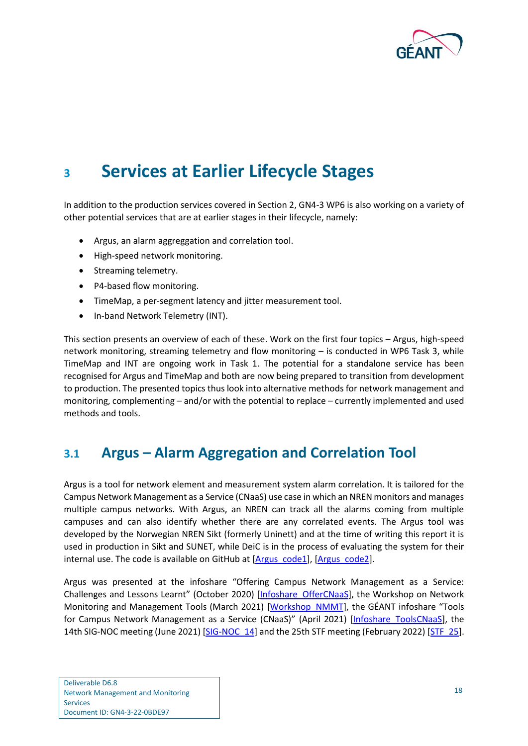# 3 Services at Earlier Lifecycle Stages

In addition to the production services covered in Section 2, GN4-3 WP6 is also working on a variety of other potential services that are at earlier stages in their lifecycle, namely:

- Argus, an alarm aggregation and correlation tool.
- High-speed network monitoring.
- Streaming telemetry.
- P4-based flow monitoring.
- TimeMap, a per-segment latency and jitter measurement tool.
- In-band Network Telemetry (INT).

This section presents an overview of each of these. Work on the first four topics – Argus, high-speed network monitoring, streaming telemetry and flow monitoring – is conducted in WP6 Task 3, while TimeMap and INT are ongoing work in Task 1. The potential for a standalone service has been recognised for Argus and TimeMap and both are now being prepared to transition from development to production. The presented topics thus look into alternative methods for network management and monitoring, complementing – and/or with the potential to replace – currently implemented and used methods and tools.

## 3.1 Argus – Alarm Aggregation and Correlation Tool

Argus is a tool for network element and measurement system alarm correlation. It is tailored for the Campus Network Management as a Service (CNaaS) use case in which an NREN monitors and manages multiple campus networks. With Argus, an NREN can track all the alarms coming from multiple campuses and can also identify whether there are any correlated events. The Argus tool was developed by the Norwegian NREN Sikt (formerly Uninett) and at the time of writing this report it is used in production in Sikt and SUNET, while DeiC is in the process of evaluating the system for their internal use. The code is available on GitHub at [Argus_code1], [Argus_code2].

Argus was presented at the infoshare "Offering Campus Network Management as a Service: Challenges and Lessons Learnt" (October 2020) [Infoshare_OfferCNaaS], the Workshop on Network Monitoring and Management Tools (March 2021) [Workshop_NMMT], the GÉANT infoshare "Tools for Campus Network Management as a Service (CNaaS)" (April 2021) [Infoshare_ToolsCNaaS], the 14th SIG-NOC meeting (June 2021) [SIG-NOC_14] and the 25th STF meeting (February 2022) [STF_25].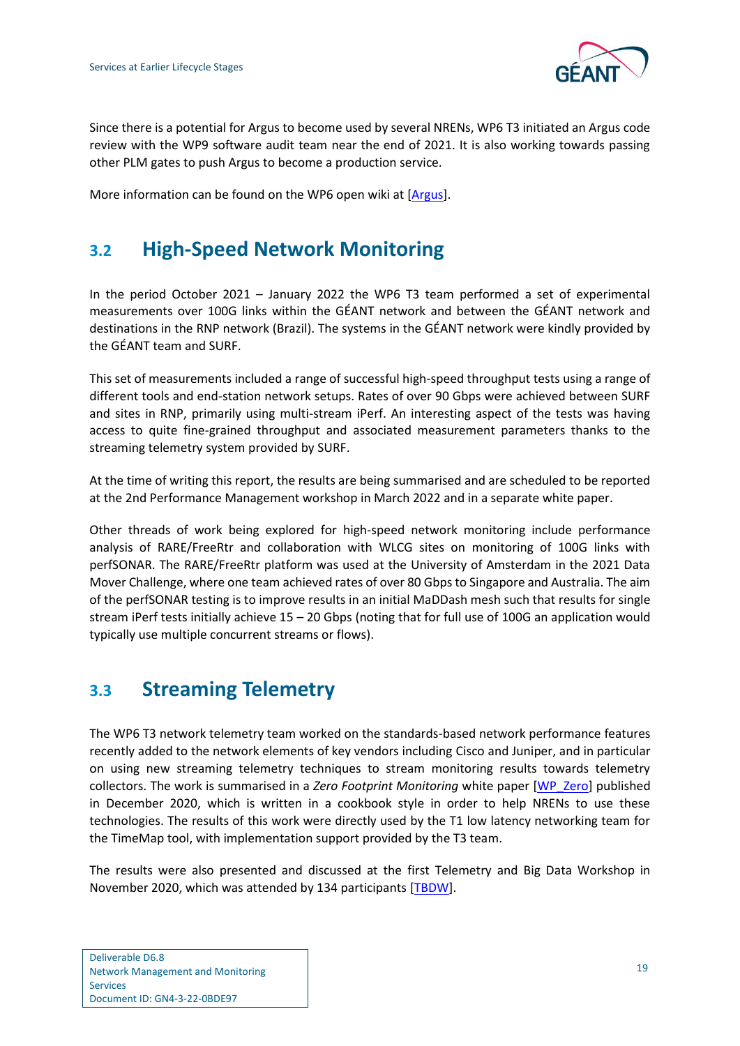Since there is a potential for Argus to become used by several NRENs, WP6 T3 initiated an Argus code review with the WP9 software audit team near the end of 2021. It is also working towards passing other PLM gates to push Argus to become a production service.

More information can be found on the WP6 open wiki at [Argus].

## 3.2 High-Speed Network Monitoring

In the period October 2021 – January 2022 the WP6 T3 team performed a set of experimental measurements over 100G links within the GÉANT network and between the GÉANT network and destinations in the RNP network (Brazil). The systems in the GÉANT network were kindly provided by the GÉANT team and SURF.

This set of measurements included a range of successful high-speed throughput tests using a range of different tools and end-station network setups. Rates of over 90 Gbps were achieved between SURF and sites in RNP, primarily using multi-stream iPerf. An interesting aspect of the tests was having access to quite fine-grained throughput and associated measurement parameters thanks to the streaming telemetry system provided by SURF.

At the time of writing this report, the results are being summarised and are scheduled to be reported at the 2nd Performance Management workshop in March 2022 and in a separate white paper.

Other threads of work being explored for high-speed network monitoring include performance analysis of RARE/FreeRtr and collaboration with WLCG sites on monitoring of 100G links with perfSONAR. The RARE/FreeRtr platform was used at the University of Amsterdam in the 2021 Data Mover Challenge, where one team achieved rates of over 80 Gbps to Singapore and Australia. The aim of the perfSONAR testing is to improve results in an initial MaDDash mesh such that results for single stream iPerf tests initially achieve 15 – 20 Gbps (noting that for full use of 100G an application would typically use multiple concurrent streams or flows).

## 3.3 Streaming Telemetry

The WP6 T3 network telemetry team worked on the standards-based network performance features recently added to the network elements of key vendors including Cisco and Juniper, and in particular on using new streaming telemetry techniques to stream monitoring results towards telemetry collectors. The work is summarised in a *Zero Footprint Monitoring* white paper [WP_Zero] published in December 2020, which is written in a cookbook style in order to help NRENs to use these technologies. The results of this work were directly used by the T1 low latency networking team for the TimeMap tool, with implementation support provided by the T3 team.

The results were also presented and discussed at the first Telemetry and Big Data Workshop in November 2020, which was attended by 134 participants [TBDW].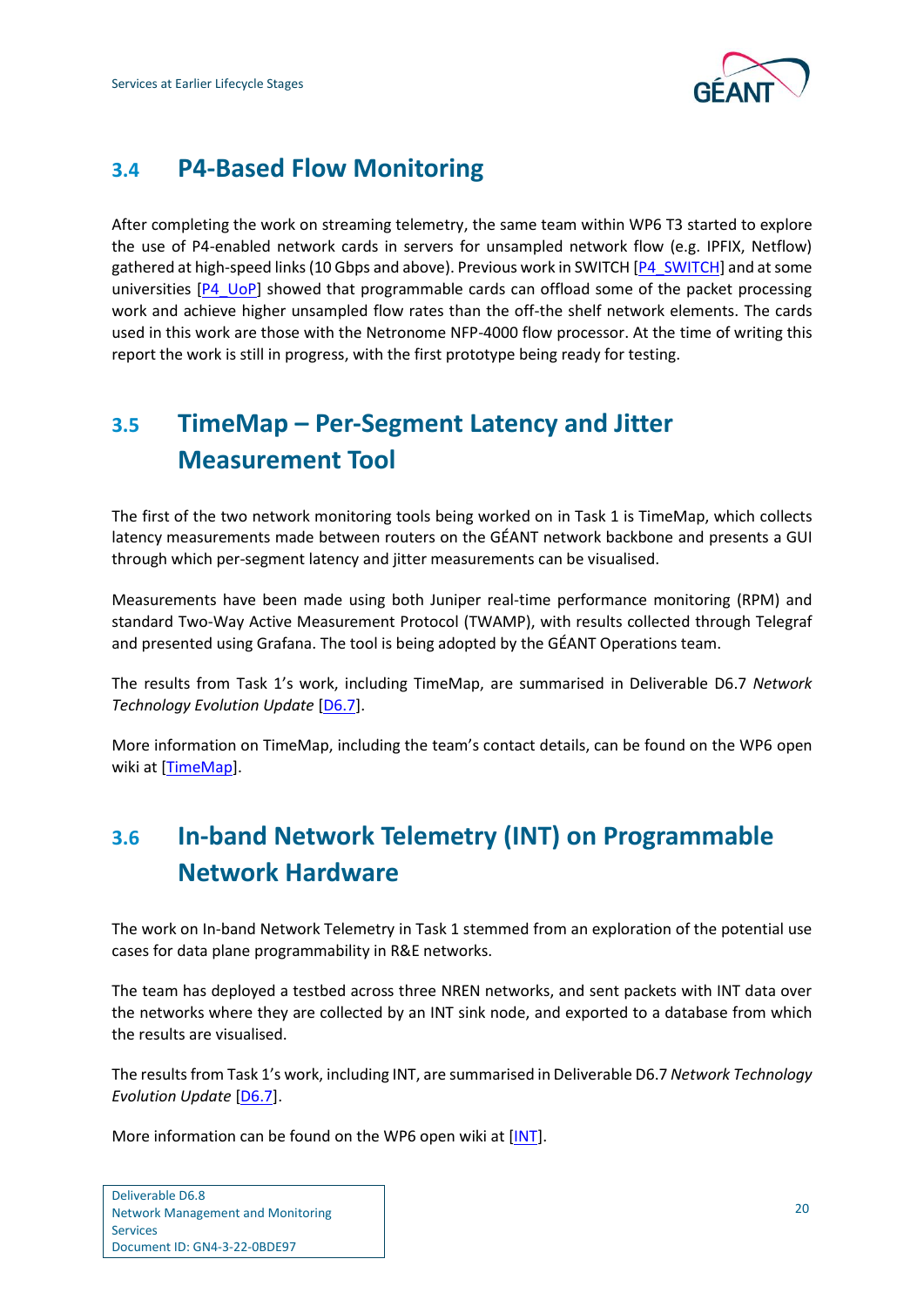## 3.4 P4-Based Flow Monitoring

After completing the work on streaming telemetry, the same team within WP6 T3 started to explore the use of P4-enabled network cards in servers for unsampled network flow (e.g. IPFIX, Netflow) gathered at high-speed links (10 Gbps and above). Previous work in SWITCH [P4_SWITCH] and at some universities [P4_UoP] showed that programmable cards can offload some of the packet processing work and achieve higher unsampled flow rates than the off-the shelf network elements. The cards used in this work are those with the Netronome NFP-4000 flow processor. At the time of writing this report the work is still in progress, with the first prototype being ready for testing.

## 3.5 TimeMap – Per-Segment Latency and Jitter Measurement Tool

The first of the two network monitoring tools being worked on in Task 1 is TimeMap, which collects latency measurements made between routers on the GÉANT network backbone and presents a GUI through which per-segment latency and jitter measurements can be visualised.

Measurements have been made using both Juniper real-time performance monitoring (RPM) and standard Two-Way Active Measurement Protocol (TWAMP), with results collected through Telegraf and presented using Grafana. The tool is being adopted by the GÉANT Operations team.

The results from Task 1's work, including TimeMap, are summarised in Deliverable D6.7 *Network Technology Evolution Update* [D6.7].

More information on TimeMap, including the team's contact details, can be found on the WP6 open wiki at [TimeMap].

## 3.6 In-band Network Telemetry (INT) on Programmable Network Hardware

The work on In-band Network Telemetry in Task 1 stemmed from an exploration of the potential use cases for data plane programmability in R&E networks.

The team has deployed a testbed across three NREN networks, and sent packets with INT data over the networks where they are collected by an INT sink node, and exported to a database from which the results are visualised.

The results from Task 1's work, including INT, are summarised in Deliverable D6.7 *Network Technology Evolution Update* [D6.7].

More information can be found on the WP6 open wiki at [INT].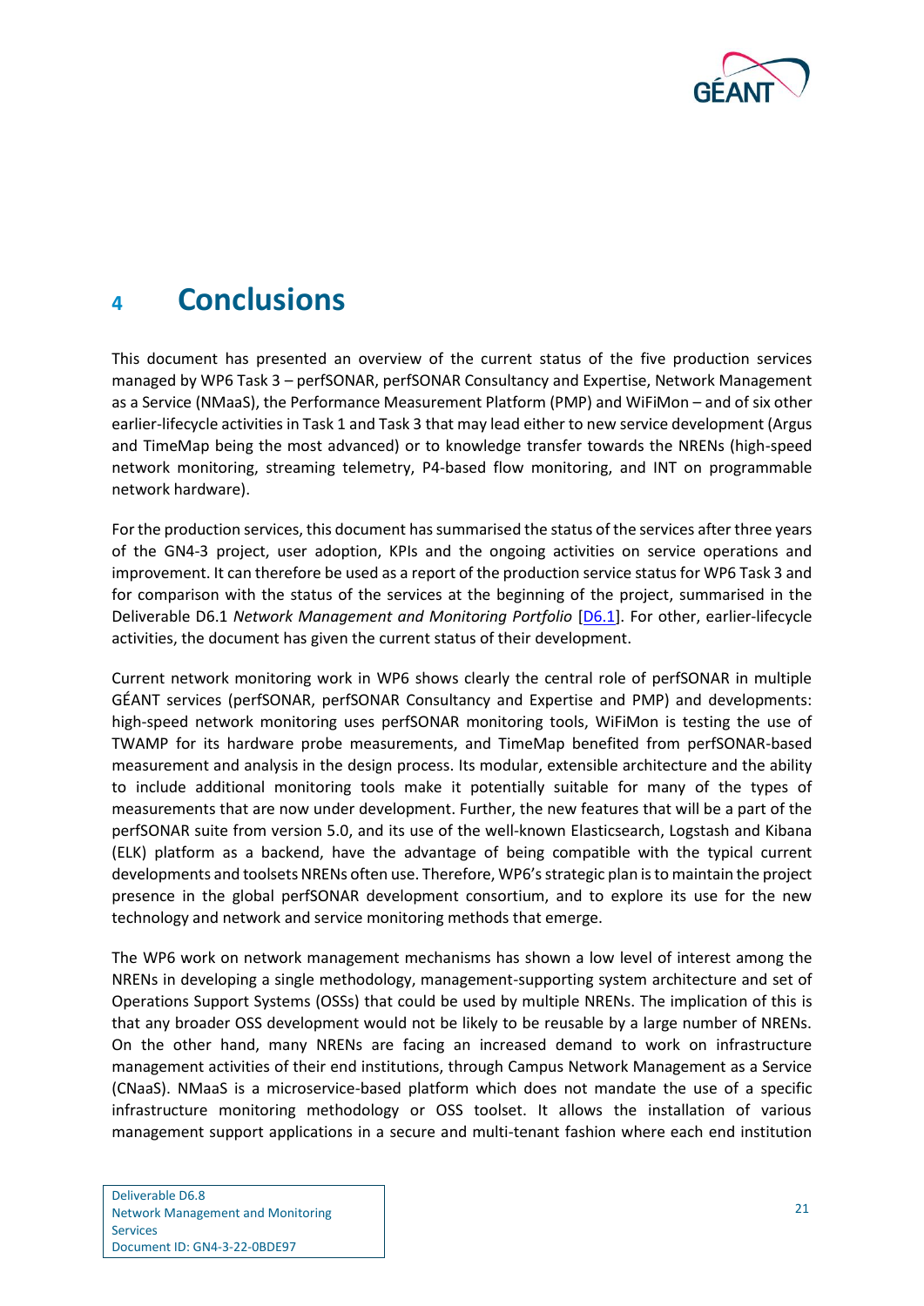# 4 Conclusions

This document has presented an overview of the current status of the five production services managed by WP6 Task 3 – perfSONAR, perfSONAR Consultancy and Expertise, Network Management as a Service (NMaaS), the Performance Measurement Platform (PMP) and WiFiMon – and of six other earlier-lifecycle activities in Task 1 and Task 3 that may lead either to new service development (Argus and TimeMap being the most advanced) or to knowledge transfer towards the NRENs (high-speed network monitoring, streaming telemetry, P4-based flow monitoring, and INT on programmable network hardware).

For the production services, this document has summarised the status of the services after three years of the GN4-3 project, user adoption, KPIs and the ongoing activities on service operations and improvement. It can therefore be used as a report of the production service status for WP6 Task 3 and for comparison with the status of the services at the beginning of the project, summarised in the Deliverable D6.1 *Network Management and Monitoring Portfolio* [D6.1]. For other, earlier-lifecycle activities, the document has given the current status of their development.

Current network monitoring work in WP6 shows clearly the central role of perfSONAR in multiple GÉANT services (perfSONAR, perfSONAR Consultancy and Expertise and PMP) and developments: high-speed network monitoring uses perfSONAR monitoring tools, WiFiMon is testing the use of TWAMP for its hardware probe measurements, and TimeMap benefited from perfSONAR-based measurement and analysis in the design process. Its modular, extensible architecture and the ability to include additional monitoring tools make it potentially suitable for many of the types of measurements that are now under development. Further, the new features that will be a part of the perfSONAR suite from version 5.0, and its use of the well-known Elasticsearch, Logstash and Kibana (ELK) platform as a backend, have the advantage of being compatible with the typical current developments and toolsets NRENs often use. Therefore, WP6's strategic plan is to maintain the project presence in the global perfSONAR development consortium, and to explore its use for the new technology and network and service monitoring methods that emerge.

The WP6 work on network management mechanisms has shown a low level of interest among the NRENs in developing a single methodology, management-supporting system architecture and set of Operations Support Systems (OSSs) that could be used by multiple NRENs. The implication of this is that any broader OSS development would not be likely to be reusable by a large number of NRENs. On the other hand, many NRENs are facing an increased demand to work on infrastructure management activities of their end institutions, through Campus Network Management as a Service (CNaaS). NMaaS is a microservice-based platform which does not mandate the use of a specific infrastructure monitoring methodology or OSS toolset. It allows the installation of various management support applications in a secure and multi-tenant fashion where each end institution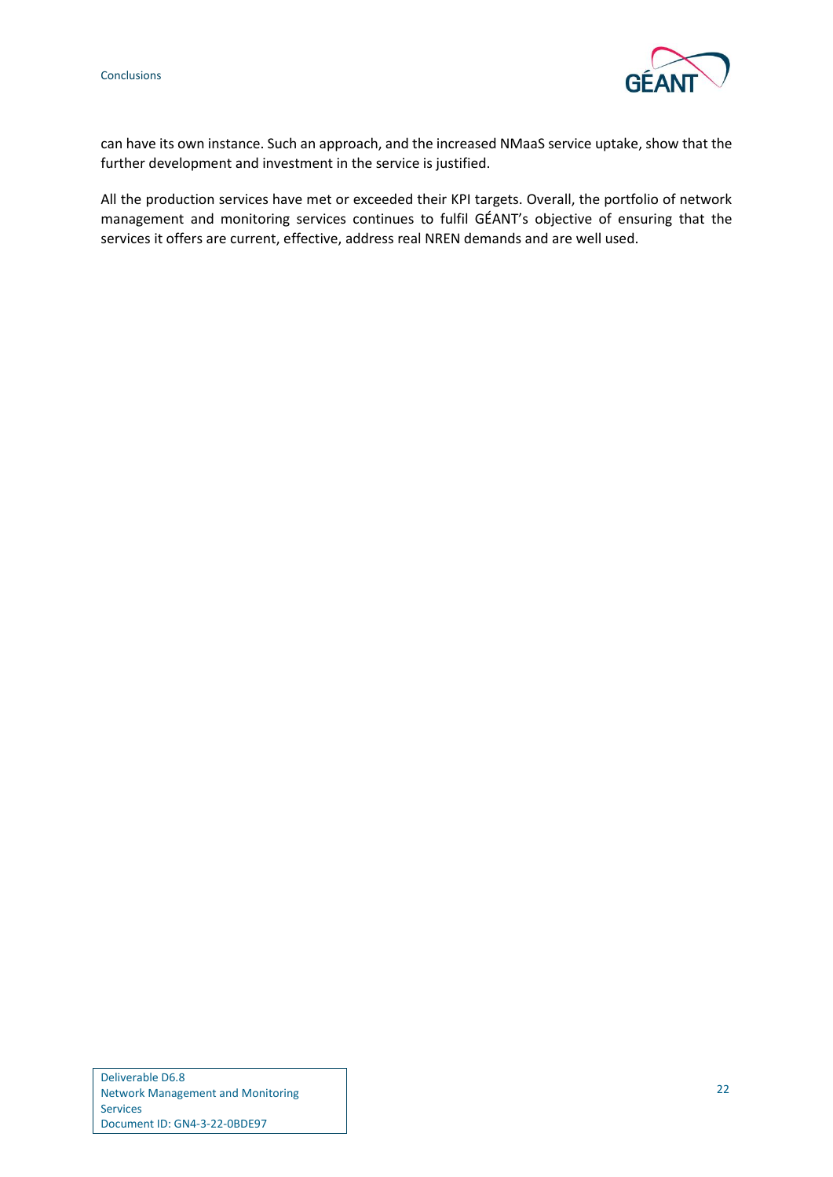can have its own instance. Such an approach, and the increased NMaaS service uptake, show that the further development and investment in the service is justified.

All the production services have met or exceeded their KPI targets. Overall, the portfolio of network management and monitoring services continues to fulfil GÉANT's objective of ensuring that the services it offers are current, effective, address real NREN demands and are well used.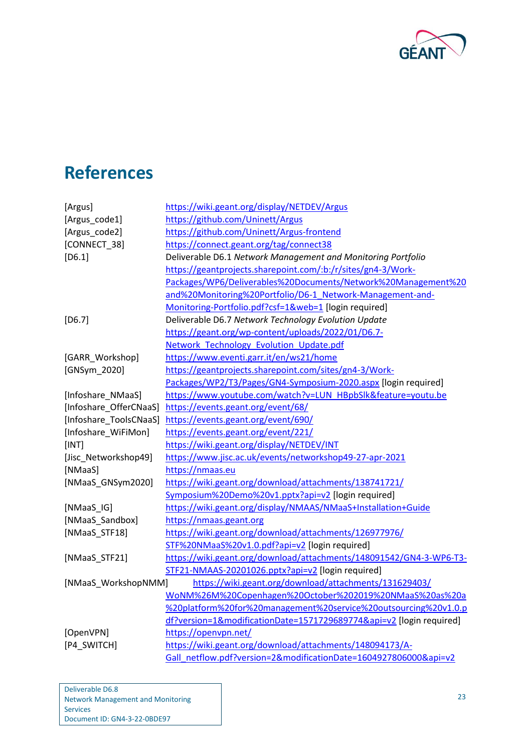# References

| | |
|---|---|
| [Argus] | https://wiki.geant.org/display/NETDEV/Argus |
| [Argus_code1] | https://github.com/Uninett/Argus |
| [Argus_code2] | https://github.com/Uninett/Argus-frontend |
| [CONNECT_38] | https://connect.geant.org/tag/connect38 |
| [D6.1] | Deliverable D6.1 *Network Management and Monitoring Portfolio* https://geantprojects.sharepoint.com/:b:/r/sites/gn4-3/Work-Packages/WP6/Deliverables%20Documents/Network%20Management%20and%20Monitoring%20Portfolio/D6-1_Network-Management-and-Monitoring-Portfolio.pdf?csf=1&web=1 [login required] |
| [D6.7] | Deliverable D6.7 *Network Technology Evolution Update* https://geant.org/wp-content/uploads/2022/01/D6.7-Network_Technology_Evolution_Update.pdf |
| [GARR_Workshop] | https://www.eventi.garr.it/en/ws21/home |
| [GNSym_2020] | https://geantprojects.sharepoint.com/sites/gn4-3/Work-Packages/WP2/T3/Pages/GN4-Symposium-2020.aspx [login required] |
| [Infoshare_NMaaS] | https://www.youtube.com/watch?v=LUN_HBpbSlk&feature=youtu.be |
| [Infoshare_OfferCNaaS] | https://events.geant.org/event/68/ |
| [Infoshare_ToolsCNaaS] | https://events.geant.org/event/690/ |
| [Infoshare_WiFiMon] | https://events.geant.org/event/221/ |
| [INT] | https://wiki.geant.org/display/NETDEV/INT |
| [Jisc_Networkshop49] | https://www.jisc.ac.uk/events/networkshop49-27-apr-2021 |
| [NMaaS] | https://nmaas.eu |
| [NMaaS_GNSym2020] | https://wiki.geant.org/download/attachments/138741721/Symposium%20Demo%20v1.pptx?api=v2 [login required] |
| [NMaaS_IG] | https://wiki.geant.org/display/NMAAS/NMaaS+Installation+Guide |
| [NMaaS_Sandbox] | https://nmaas.geant.org |
| [NMaaS_STF18] | https://wiki.geant.org/download/attachments/126977976/STF%20NMaaS%20v1.0.pdf?api=v2 [login required] |
| [NMaaS_STF21] | https://wiki.geant.org/download/attachments/148091542/GN4-3-WP6-T3-STF21-NMAAS-20201026.pptx?api=v2 [login required] |
| [NMaaS_WorkshopNMM] | https://wiki.geant.org/download/attachments/131629403/WoNM%26M%20Copenhagen%20October%202019%20NMaaS%20as%20a%20platform%20for%20management%20service%20outsourcing%20v1.0.pdf?version=1&modificationDate=1571729689774&api=v2 [login required] |
| [OpenVPN] | https://openvpn.net/ |
| [P4_SWITCH] | https://wiki.geant.org/download/attachments/148094173/A-Gall_netflow.pdf?version=2&modificationDate=1604927806000&api=v2 |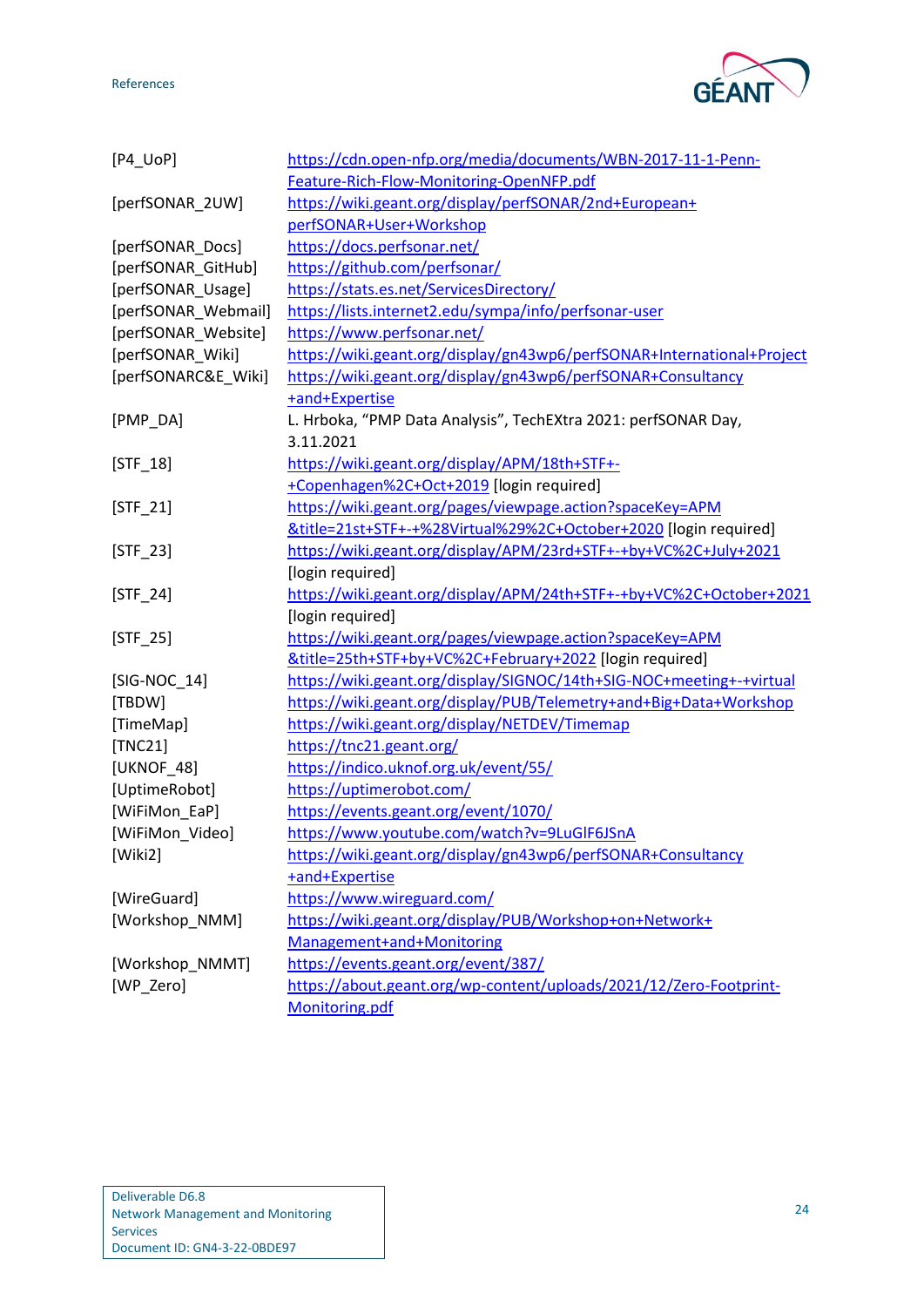| | |
|---|---|
| [P4_UoP] | https://cdn.open-nfp.org/media/documents/WBN-2017-11-1-Penn-Feature-Rich-Flow-Monitoring-OpenNFP.pdf |
| [perfSONAR_2UW] | https://wiki.geant.org/display/perfSONAR/2nd+European+perfSONAR+User+Workshop |
| [perfSONAR_Docs] | https://docs.perfsonar.net/ |
| [perfSONAR_GitHub] | https://github.com/perfsonar/ |
| [perfSONAR_Usage] | https://stats.es.net/ServicesDirectory/ |
| [perfSONAR_Webmail] | https://lists.internet2.edu/sympa/info/perfsonar-user |
| [perfSONAR_Website] | https://www.perfsonar.net/ |
| [perfSONAR_Wiki] | https://wiki.geant.org/display/gn43wp6/perfSONAR+International+Project |
| [perfSONARC&E_Wiki] | https://wiki.geant.org/display/gn43wp6/perfSONAR+Consultancy+and+Expertise |
| [PMP_DA] | L. Hrboka, "PMP Data Analysis", TechEXtra 2021: perfSONAR Day, 3.11.2021 |
| [STF_18] | https://wiki.geant.org/display/APM/18th+STF+-+Copenhagen%2C+Oct+2019 [login required] |
| [STF_21] | https://wiki.geant.org/pages/viewpage.action?spaceKey=APM&title=21st+STF+-+%28Virtual%29%2C+October+2020 [login required] |
| [STF_23] | https://wiki.geant.org/display/APM/23rd+STF+-+by+VC%2C+July+2021 [login required] |
| [STF_24] | https://wiki.geant.org/display/APM/24th+STF+-+by+VC%2C+October+2021 [login required] |
| [STF_25] | https://wiki.geant.org/pages/viewpage.action?spaceKey=APM&title=25th+STF+by+VC%2C+February+2022 [login required] |
| [SIG-NOC_14] | https://wiki.geant.org/display/SIGNOC/14th+SIG-NOC+meeting+-+virtual |
| [TBDW] | https://wiki.geant.org/display/PUB/Telemetry+and+Big+Data+Workshop |
| [TimeMap] | https://wiki.geant.org/display/NETDEV/Timemap |
| [TNC21] | https://tnc21.geant.org/ |
| [UKNOF_48] | https://indico.uknof.org.uk/event/55/ |
| [UptimeRobot] | https://uptimerobot.com/ |
| [WiFiMon_EaP] | https://events.geant.org/event/1070/ |
| [WiFiMon_Video] | https://www.youtube.com/watch?v=9LuGlF6JSnA |
| [Wiki2] | https://wiki.geant.org/display/gn43wp6/perfSONAR+Consultancy+and+Expertise |
| [WireGuard] | https://www.wireguard.com/ |
| [Workshop_NMM] | https://wiki.geant.org/display/PUB/Workshop+on+Network+Management+and+Monitoring |
| [Workshop_NMMT] | https://events.geant.org/event/387/ |
| [WP_Zero] | https://about.geant.org/wp-content/uploads/2021/12/Zero-Footprint-Monitoring.pdf |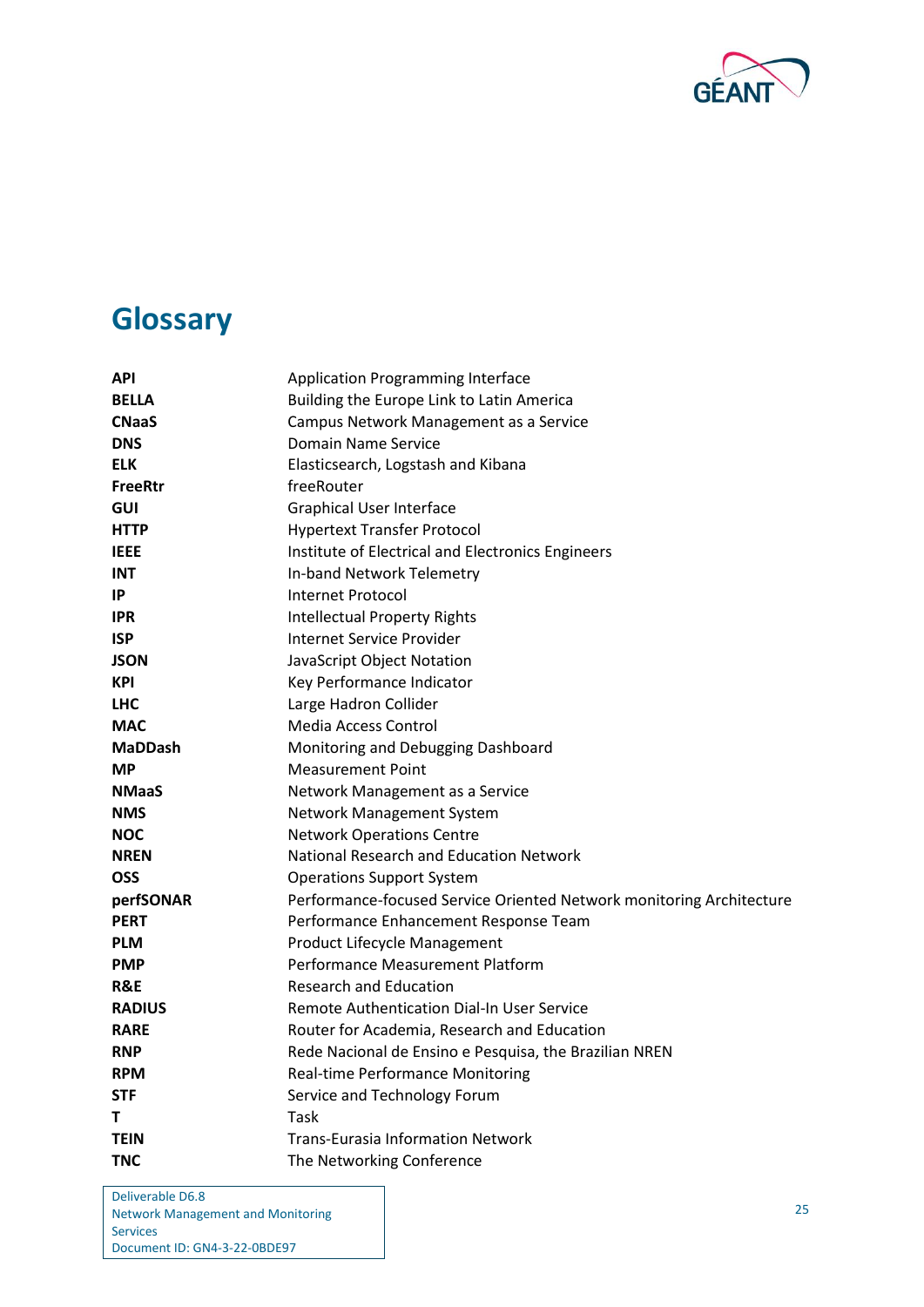# Glossary

| | |
|---|---|
| **API** | Application Programming Interface |
| **BELLA** | Building the Europe Link to Latin America |
| **CNaaS** | Campus Network Management as a Service |
| **DNS** | Domain Name Service |
| **ELK** | Elasticsearch, Logstash and Kibana |
| **FreeRtr** | freeRouter |
| **GUI** | Graphical User Interface |
| **HTTP** | Hypertext Transfer Protocol |
| **IEEE** | Institute of Electrical and Electronics Engineers |
| **INT** | In-band Network Telemetry |
| **IP** | Internet Protocol |
| **IPR** | Intellectual Property Rights |
| **ISP** | Internet Service Provider |
| **JSON** | JavaScript Object Notation |
| **KPI** | Key Performance Indicator |
| **LHC** | Large Hadron Collider |
| **MAC** | Media Access Control |
| **MaDDash** | Monitoring and Debugging Dashboard |
| **MP** | Measurement Point |
| **NMaaS** | Network Management as a Service |
| **NMS** | Network Management System |
| **NOC** | Network Operations Centre |
| **NREN** | National Research and Education Network |
| **OSS** | Operations Support System |
| **perfSONAR** | Performance-focused Service Oriented Network monitoring Architecture |
| **PERT** | Performance Enhancement Response Team |
| **PLM** | Product Lifecycle Management |
| **PMP** | Performance Measurement Platform |
| **R&E** | Research and Education |
| **RADIUS** | Remote Authentication Dial-In User Service |
| **RARE** | Router for Academia, Research and Education |
| **RNP** | Rede Nacional de Ensino e Pesquisa, the Brazilian NREN |
| **RPM** | Real-time Performance Monitoring |
| **STF** | Service and Technology Forum |
| **T** | Task |
| **TEIN** | Trans-Eurasia Information Network |
| **TNC** | The Networking Conference |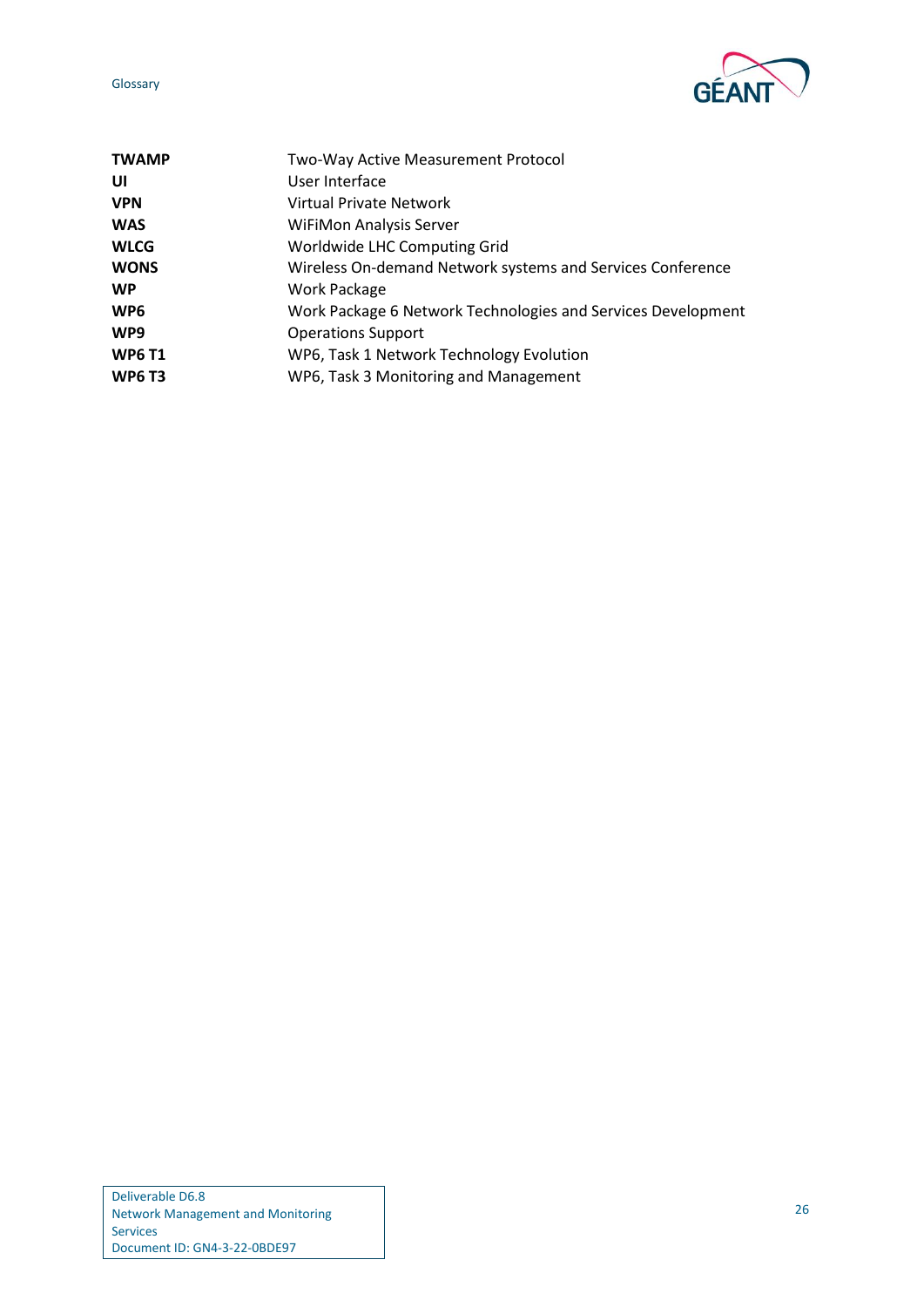| | |
|---|---|
| **TWAMP** | Two-Way Active Measurement Protocol |
| **UI** | User Interface |
| **VPN** | Virtual Private Network |
| **WAS** | WiFiMon Analysis Server |
| **WLCG** | Worldwide LHC Computing Grid |
| **WONS** | Wireless On-demand Network systems and Services Conference |
| **WP** | Work Package |
| **WP6** | Work Package 6 Network Technologies and Services Development |
| **WP9** | Operations Support |
| **WP6 T1** | WP6, Task 1 Network Technology Evolution |
| **WP6 T3** | WP6, Task 3 Monitoring and Management |